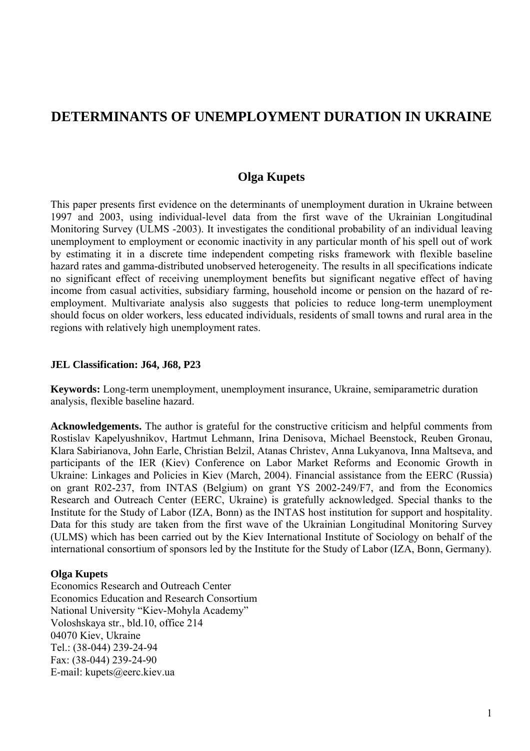# DETERMINANTS OF UNEMPLOYMENT DURATION IN UKRAINE

## Olga Kupets

This paper presents first evidence on the determinants of unemployment duration in Ukraine between 1997 and 2003, using individual-level data from the first wave of the Ukrainian Longitudinal Monitoring Survey (ULMS -2003). It investigates the conditional probability of an individual leaving unemployment to employment or economic inactivity in any particular month of his spell out of work by estimating it in a discrete time independent competing risks framework with flexible baseline hazard rates and gamma-distributed unobserved heterogeneity. The results in all specifications indicate no significant effect of receiving unemployment benefits but significant negative effect of having income from casual activities, subsidiary farming, household income or pension on the hazard of re-employment. Multivariate analysis also suggests that policies to reduce long-term unemployment should focus on older workers, less educated individuals, residents of small towns and rural area in the regions with relatively high unemployment rates.

**JEL Classification: J64, J68, P23**

**Keywords:** Long-term unemployment, unemployment insurance, Ukraine, semiparametric duration analysis, flexible baseline hazard.

**Acknowledgements.** The author is grateful for the constructive criticism and helpful comments from Rostislav Kapelyushnikov, Hartmut Lehmann, Irina Denisova, Michael Beenstock, Reuben Gronau, Klara Sabirianova, John Earle, Christian Belzil, Atanas Christev, Anna Lukyanova, Inna Maltseva, and participants of the IER (Kiev) Conference on Labor Market Reforms and Economic Growth in Ukraine: Linkages and Policies in Kiev (March, 2004). Financial assistance from the EERC (Russia) on grant R02-237, from INTAS (Belgium) on grant YS 2002-249/F7, and from the Economics Research and Outreach Center (EERC, Ukraine) is gratefully acknowledged. Special thanks to the Institute for the Study of Labor (IZA, Bonn) as the INTAS host institution for support and hospitality. Data for this study are taken from the first wave of the Ukrainian Longitudinal Monitoring Survey (ULMS) which has been carried out by the Kiev International Institute of Sociology on behalf of the international consortium of sponsors led by the Institute for the Study of Labor (IZA, Bonn, Germany).

**Olga Kupets**
Economics Research and Outreach Center
Economics Education and Research Consortium
National University "Kiev-Mohyla Academy"
Voloshskaya str., bld.10, office 214
04070 Kiev, Ukraine
Tel.: (38-044) 239-24-94
Fax: (38-044) 239-24-90
E-mail: kupets@eerc.kiev.ua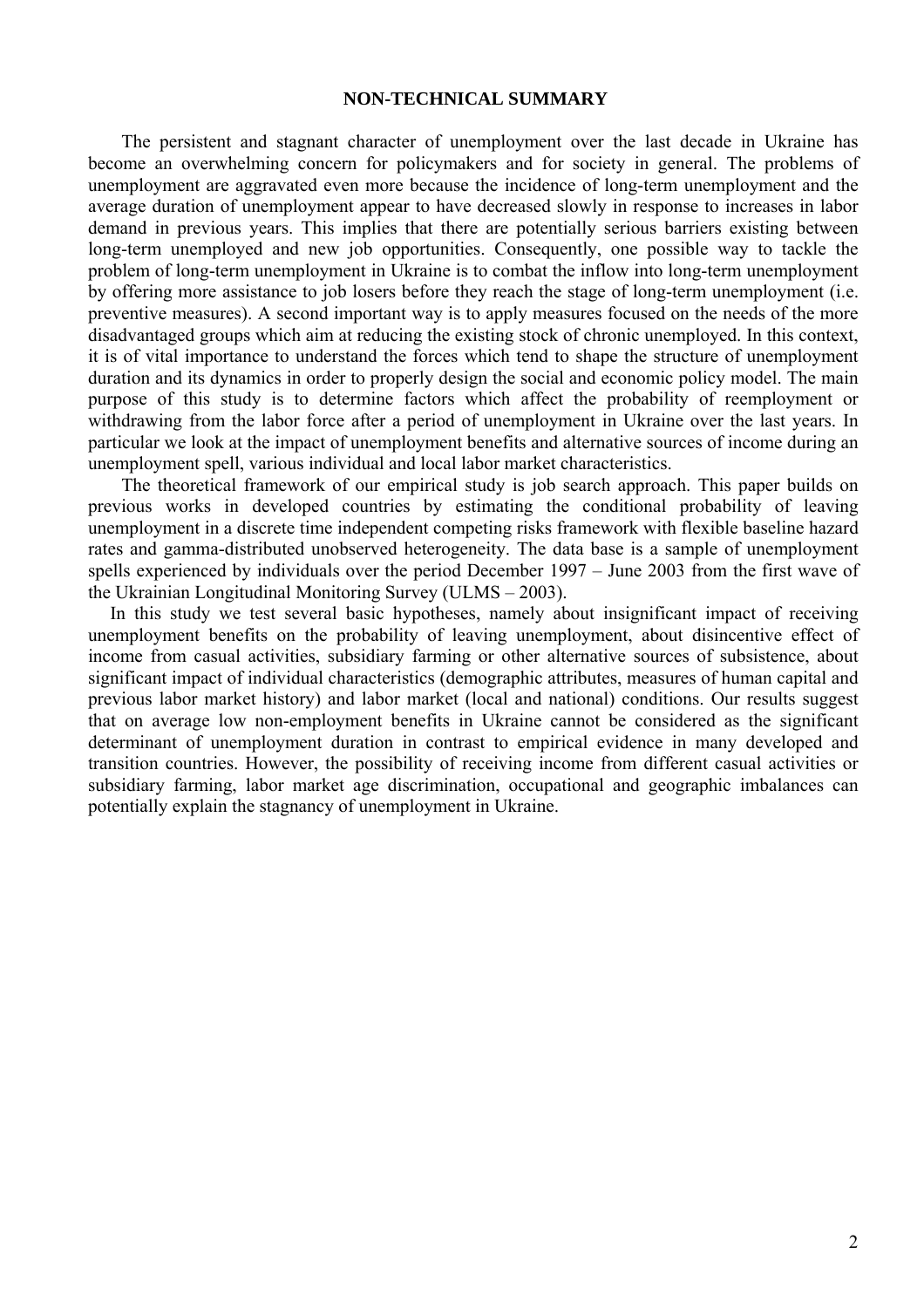## NON-TECHNICAL SUMMARY

The persistent and stagnant character of unemployment over the last decade in Ukraine has become an overwhelming concern for policymakers and for society in general. The problems of unemployment are aggravated even more because the incidence of long-term unemployment and the average duration of unemployment appear to have decreased slowly in response to increases in labor demand in previous years. This implies that there are potentially serious barriers existing between long-term unemployed and new job opportunities. Consequently, one possible way to tackle the problem of long-term unemployment in Ukraine is to combat the inflow into long-term unemployment by offering more assistance to job losers before they reach the stage of long-term unemployment (i.e. preventive measures). A second important way is to apply measures focused on the needs of the more disadvantaged groups which aim at reducing the existing stock of chronic unemployed. In this context, it is of vital importance to understand the forces which tend to shape the structure of unemployment duration and its dynamics in order to properly design the social and economic policy model. The main purpose of this study is to determine factors which affect the probability of reemployment or withdrawing from the labor force after a period of unemployment in Ukraine over the last years. In particular we look at the impact of unemployment benefits and alternative sources of income during an unemployment spell, various individual and local labor market characteristics.

The theoretical framework of our empirical study is job search approach. This paper builds on previous works in developed countries by estimating the conditional probability of leaving unemployment in a discrete time independent competing risks framework with flexible baseline hazard rates and gamma-distributed unobserved heterogeneity. The data base is a sample of unemployment spells experienced by individuals over the period December 1997 – June 2003 from the first wave of the Ukrainian Longitudinal Monitoring Survey (ULMS – 2003).

In this study we test several basic hypotheses, namely about insignificant impact of receiving unemployment benefits on the probability of leaving unemployment, about disincentive effect of income from casual activities, subsidiary farming or other alternative sources of subsistence, about significant impact of individual characteristics (demographic attributes, measures of human capital and previous labor market history) and labor market (local and national) conditions. Our results suggest that on average low non-employment benefits in Ukraine cannot be considered as the significant determinant of unemployment duration in contrast to empirical evidence in many developed and transition countries. However, the possibility of receiving income from different casual activities or subsidiary farming, labor market age discrimination, occupational and geographic imbalances can potentially explain the stagnancy of unemployment in Ukraine.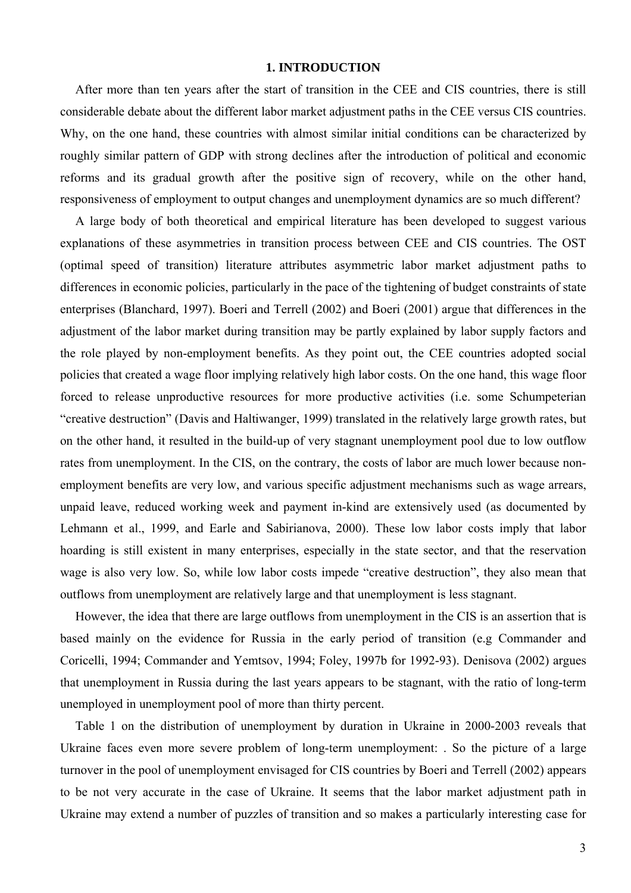## 1. INTRODUCTION

After more than ten years after the start of transition in the CEE and CIS countries, there is still considerable debate about the different labor market adjustment paths in the CEE versus CIS countries. Why, on the one hand, these countries with almost similar initial conditions can be characterized by roughly similar pattern of GDP with strong declines after the introduction of political and economic reforms and its gradual growth after the positive sign of recovery, while on the other hand, responsiveness of employment to output changes and unemployment dynamics are so much different?

A large body of both theoretical and empirical literature has been developed to suggest various explanations of these asymmetries in transition process between CEE and CIS countries. The OST (optimal speed of transition) literature attributes asymmetric labor market adjustment paths to differences in economic policies, particularly in the pace of the tightening of budget constraints of state enterprises (Blanchard, 1997). Boeri and Terrell (2002) and Boeri (2001) argue that differences in the adjustment of the labor market during transition may be partly explained by labor supply factors and the role played by non-employment benefits. As they point out, the CEE countries adopted social policies that created a wage floor implying relatively high labor costs. On the one hand, this wage floor forced to release unproductive resources for more productive activities (i.e. some Schumpeterian "creative destruction" (Davis and Haltiwanger, 1999) translated in the relatively large growth rates, but on the other hand, it resulted in the build-up of very stagnant unemployment pool due to low outflow rates from unemployment. In the CIS, on the contrary, the costs of labor are much lower because non-employment benefits are very low, and various specific adjustment mechanisms such as wage arrears, unpaid leave, reduced working week and payment in-kind are extensively used (as documented by Lehmann et al., 1999, and Earle and Sabirianova, 2000). These low labor costs imply that labor hoarding is still existent in many enterprises, especially in the state sector, and that the reservation wage is also very low. So, while low labor costs impede "creative destruction", they also mean that outflows from unemployment are relatively large and that unemployment is less stagnant.

However, the idea that there are large outflows from unemployment in the CIS is an assertion that is based mainly on the evidence for Russia in the early period of transition (e.g Commander and Coricelli, 1994; Commander and Yemtsov, 1994; Foley, 1997b for 1992-93). Denisova (2002) argues that unemployment in Russia during the last years appears to be stagnant, with the ratio of long-term unemployed in unemployment pool of more than thirty percent.

Table 1 on the distribution of unemployment by duration in Ukraine in 2000-2003 reveals that Ukraine faces even more severe problem of long-term unemployment: . So the picture of a large turnover in the pool of unemployment envisaged for CIS countries by Boeri and Terrell (2002) appears to be not very accurate in the case of Ukraine. It seems that the labor market adjustment path in Ukraine may extend a number of puzzles of transition and so makes a particularly interesting case for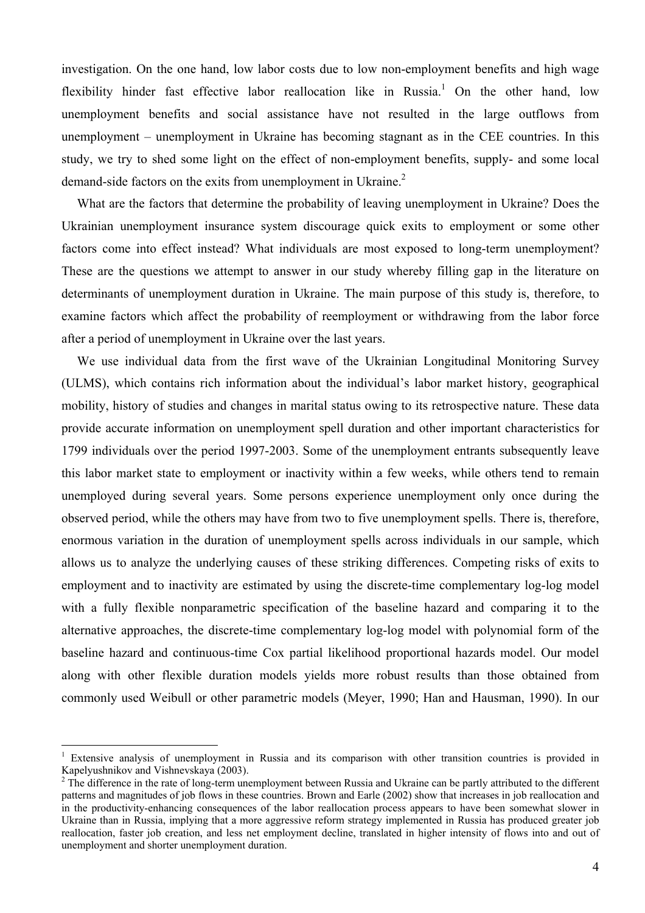investigation. On the one hand, low labor costs due to low non-employment benefits and high wage flexibility hinder fast effective labor reallocation like in Russia.[1] On the other hand, low unemployment benefits and social assistance have not resulted in the large outflows from unemployment – unemployment in Ukraine has becoming stagnant as in the CEE countries. In this study, we try to shed some light on the effect of non-employment benefits, supply- and some local demand-side factors on the exits from unemployment in Ukraine.[2]

What are the factors that determine the probability of leaving unemployment in Ukraine? Does the Ukrainian unemployment insurance system discourage quick exits to employment or some other factors come into effect instead? What individuals are most exposed to long-term unemployment? These are the questions we attempt to answer in our study whereby filling gap in the literature on determinants of unemployment duration in Ukraine. The main purpose of this study is, therefore, to examine factors which affect the probability of reemployment or withdrawing from the labor force after a period of unemployment in Ukraine over the last years.

We use individual data from the first wave of the Ukrainian Longitudinal Monitoring Survey (ULMS), which contains rich information about the individual's labor market history, geographical mobility, history of studies and changes in marital status owing to its retrospective nature. These data provide accurate information on unemployment spell duration and other important characteristics for 1799 individuals over the period 1997-2003. Some of the unemployment entrants subsequently leave this labor market state to employment or inactivity within a few weeks, while others tend to remain unemployed during several years. Some persons experience unemployment only once during the observed period, while the others may have from two to five unemployment spells. There is, therefore, enormous variation in the duration of unemployment spells across individuals in our sample, which allows us to analyze the underlying causes of these striking differences. Competing risks of exits to employment and to inactivity are estimated by using the discrete-time complementary log-log model with a fully flexible nonparametric specification of the baseline hazard and comparing it to the alternative approaches, the discrete-time complementary log-log model with polynomial form of the baseline hazard and continuous-time Cox partial likelihood proportional hazards model. Our model along with other flexible duration models yields more robust results than those obtained from commonly used Weibull or other parametric models (Meyer, 1990; Han and Hausman, 1990). In our

---

[1] Extensive analysis of unemployment in Russia and its comparison with other transition countries is provided in Kapelyushnikov and Vishnevskaya (2003).

[2] The difference in the rate of long-term unemployment between Russia and Ukraine can be partly attributed to the different patterns and magnitudes of job flows in these countries. Brown and Earle (2002) show that increases in job reallocation and in the productivity-enhancing consequences of the labor reallocation process appears to have been somewhat slower in Ukraine than in Russia, implying that a more aggressive reform strategy implemented in Russia has produced greater job reallocation, faster job creation, and less net employment decline, translated in higher intensity of flows into and out of unemployment and shorter unemployment duration.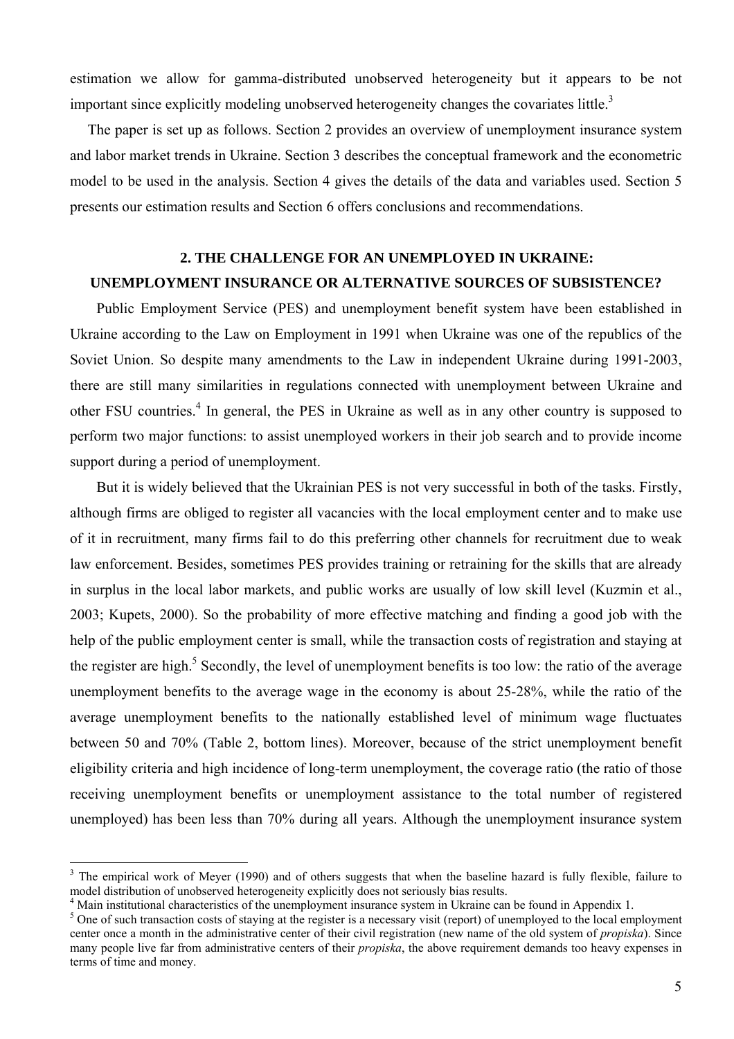estimation we allow for gamma-distributed unobserved heterogeneity but it appears to be not important since explicitly modeling unobserved heterogeneity changes the covariates little.[3]

The paper is set up as follows. Section 2 provides an overview of unemployment insurance system and labor market trends in Ukraine. Section 3 describes the conceptual framework and the econometric model to be used in the analysis. Section 4 gives the details of the data and variables used. Section 5 presents our estimation results and Section 6 offers conclusions and recommendations.

## 2. THE CHALLENGE FOR AN UNEMPLOYED IN UKRAINE: UNEMPLOYMENT INSURANCE OR ALTERNATIVE SOURCES OF SUBSISTENCE?

Public Employment Service (PES) and unemployment benefit system have been established in Ukraine according to the Law on Employment in 1991 when Ukraine was one of the republics of the Soviet Union. So despite many amendments to the Law in independent Ukraine during 1991-2003, there are still many similarities in regulations connected with unemployment between Ukraine and other FSU countries.[4] In general, the PES in Ukraine as well as in any other country is supposed to perform two major functions: to assist unemployed workers in their job search and to provide income support during a period of unemployment.

But it is widely believed that the Ukrainian PES is not very successful in both of the tasks. Firstly, although firms are obliged to register all vacancies with the local employment center and to make use of it in recruitment, many firms fail to do this preferring other channels for recruitment due to weak law enforcement. Besides, sometimes PES provides training or retraining for the skills that are already in surplus in the local labor markets, and public works are usually of low skill level (Kuzmin et al., 2003; Kupets, 2000). So the probability of more effective matching and finding a good job with the help of the public employment center is small, while the transaction costs of registration and staying at the register are high.[5] Secondly, the level of unemployment benefits is too low: the ratio of the average unemployment benefits to the average wage in the economy is about 25-28%, while the ratio of the average unemployment benefits to the nationally established level of minimum wage fluctuates between 50 and 70% (Table 2, bottom lines). Moreover, because of the strict unemployment benefit eligibility criteria and high incidence of long-term unemployment, the coverage ratio (the ratio of those receiving unemployment benefits or unemployment assistance to the total number of registered unemployed) has been less than 70% during all years. Although the unemployment insurance system

---

[3] The empirical work of Meyer (1990) and of others suggests that when the baseline hazard is fully flexible, failure to model distribution of unobserved heterogeneity explicitly does not seriously bias results.

[4] Main institutional characteristics of the unemployment insurance system in Ukraine can be found in Appendix 1.

[5] One of such transaction costs of staying at the register is a necessary visit (report) of unemployed to the local employment center once a month in the administrative center of their civil registration (new name of the old system of *propiska*). Since many people live far from administrative centers of their *propiska*, the above requirement demands too heavy expenses in terms of time and money.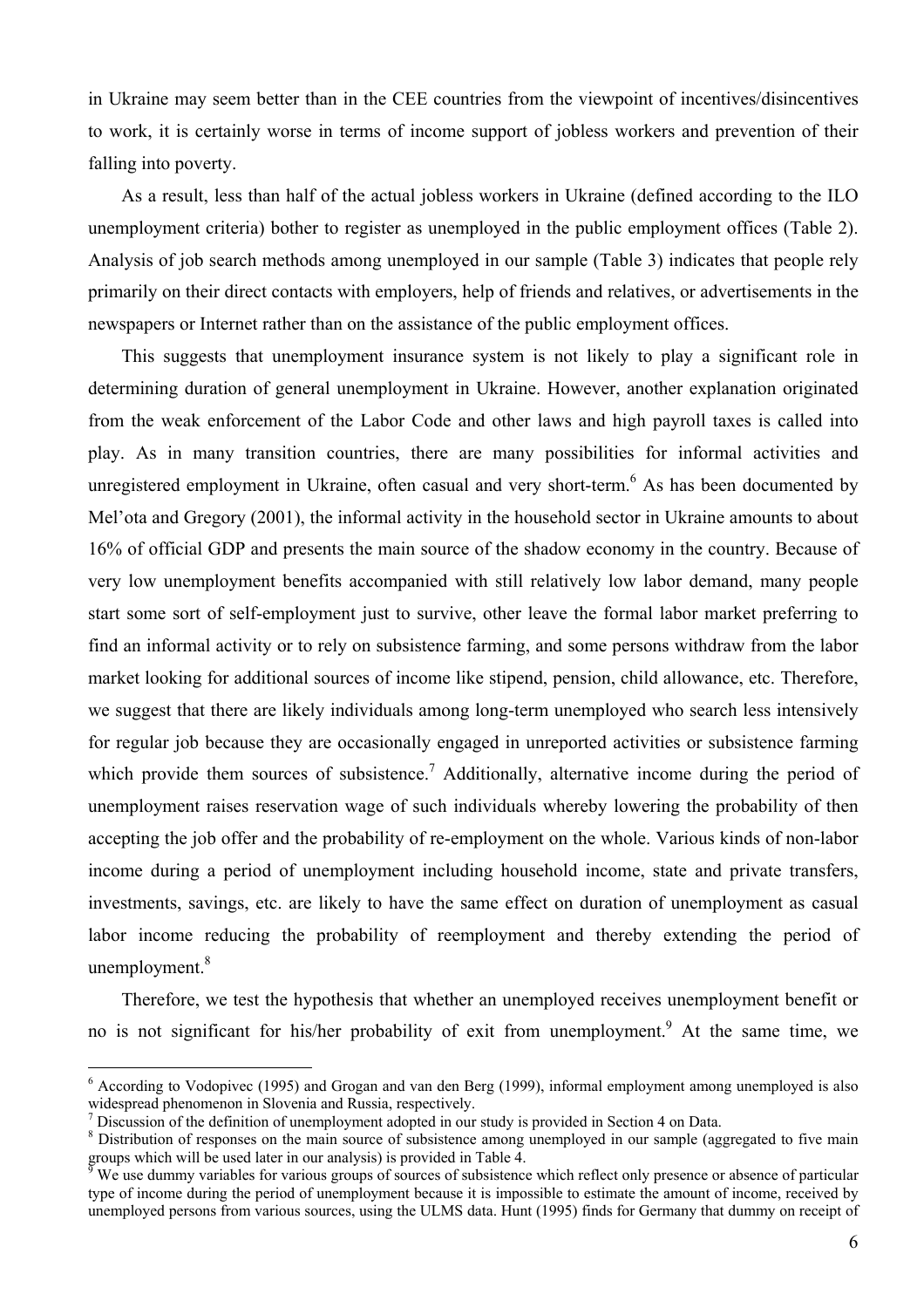in Ukraine may seem better than in the CEE countries from the viewpoint of incentives/disincentives to work, it is certainly worse in terms of income support of jobless workers and prevention of their falling into poverty.

As a result, less than half of the actual jobless workers in Ukraine (defined according to the ILO unemployment criteria) bother to register as unemployed in the public employment offices (Table 2). Analysis of job search methods among unemployed in our sample (Table 3) indicates that people rely primarily on their direct contacts with employers, help of friends and relatives, or advertisements in the newspapers or Internet rather than on the assistance of the public employment offices.

This suggests that unemployment insurance system is not likely to play a significant role in determining duration of general unemployment in Ukraine. However, another explanation originated from the weak enforcement of the Labor Code and other laws and high payroll taxes is called into play. As in many transition countries, there are many possibilities for informal activities and unregistered employment in Ukraine, often casual and very short-term.[6] As has been documented by Mel'ota and Gregory (2001), the informal activity in the household sector in Ukraine amounts to about 16% of official GDP and presents the main source of the shadow economy in the country. Because of very low unemployment benefits accompanied with still relatively low labor demand, many people start some sort of self-employment just to survive, other leave the formal labor market preferring to find an informal activity or to rely on subsistence farming, and some persons withdraw from the labor market looking for additional sources of income like stipend, pension, child allowance, etc. Therefore, we suggest that there are likely individuals among long-term unemployed who search less intensively for regular job because they are occasionally engaged in unreported activities or subsistence farming which provide them sources of subsistence.[7] Additionally, alternative income during the period of unemployment raises reservation wage of such individuals whereby lowering the probability of then accepting the job offer and the probability of re-employment on the whole. Various kinds of non-labor income during a period of unemployment including household income, state and private transfers, investments, savings, etc. are likely to have the same effect on duration of unemployment as casual labor income reducing the probability of reemployment and thereby extending the period of unemployment.[8]

Therefore, we test the hypothesis that whether an unemployed receives unemployment benefit or no is not significant for his/her probability of exit from unemployment.[9] At the same time, we

[6] According to Vodopivec (1995) and Grogan and van den Berg (1999), informal employment among unemployed is also widespread phenomenon in Slovenia and Russia, respectively.

[7] Discussion of the definition of unemployment adopted in our study is provided in Section 4 on Data.

[8] Distribution of responses on the main source of subsistence among unemployed in our sample (aggregated to five main groups which will be used later in our analysis) is provided in Table 4.

[9] We use dummy variables for various groups of sources of subsistence which reflect only presence or absence of particular type of income during the period of unemployment because it is impossible to estimate the amount of income, received by unemployed persons from various sources, using the ULMS data. Hunt (1995) finds for Germany that dummy on receipt of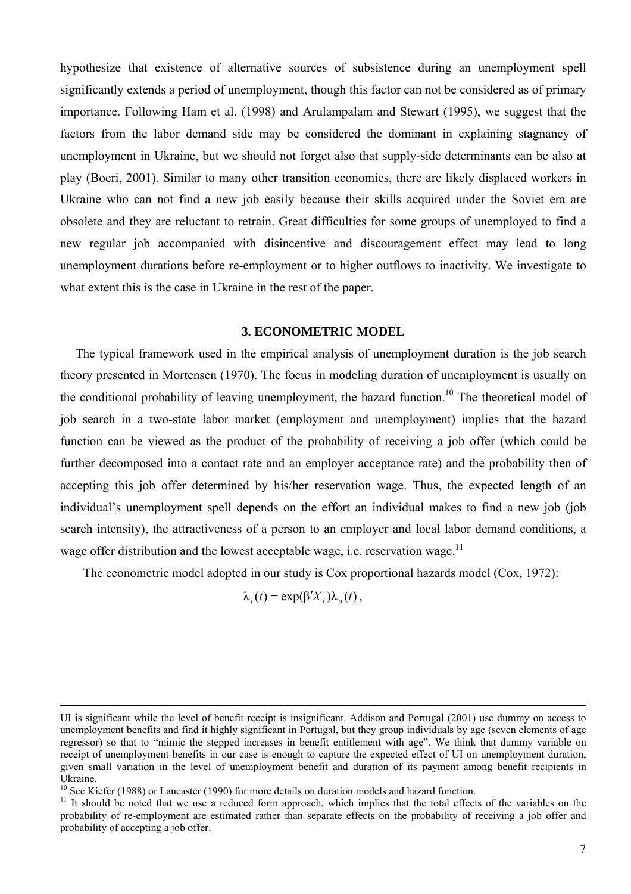hypothesize that existence of alternative sources of subsistence during an unemployment spell significantly extends a period of unemployment, though this factor can not be considered as of primary importance. Following Ham et al. (1998) and Arulampalam and Stewart (1995), we suggest that the factors from the labor demand side may be considered the dominant in explaining stagnancy of unemployment in Ukraine, but we should not forget also that supply-side determinants can be also at play (Boeri, 2001). Similar to many other transition economies, there are likely displaced workers in Ukraine who can not find a new job easily because their skills acquired under the Soviet era are obsolete and they are reluctant to retrain. Great difficulties for some groups of unemployed to find a new regular job accompanied with disincentive and discouragement effect may lead to long unemployment durations before re-employment or to higher outflows to inactivity. We investigate to what extent this is the case in Ukraine in the rest of the paper.

## 3. ECONOMETRIC MODEL

The typical framework used in the empirical analysis of unemployment duration is the job search theory presented in Mortensen (1970). The focus in modeling duration of unemployment is usually on the conditional probability of leaving unemployment, the hazard function.[10] The theoretical model of job search in a two-state labor market (employment and unemployment) implies that the hazard function can be viewed as the product of the probability of receiving a job offer (which could be further decomposed into a contact rate and an employer acceptance rate) and the probability then of accepting this job offer determined by his/her reservation wage. Thus, the expected length of an individual's unemployment spell depends on the effort an individual makes to find a new job (job search intensity), the attractiveness of a person to an employer and local labor demand conditions, a wage offer distribution and the lowest acceptable wage, i.e. reservation wage.[11]

The econometric model adopted in our study is Cox proportional hazards model (Cox, 1972):

$$\lambda_i(t) = \exp(\beta' X_i)\lambda_o(t),$$

---

UI is significant while the level of benefit receipt is insignificant. Addison and Portugal (2001) use dummy on access to unemployment benefits and find it highly significant in Portugal, but they group individuals by age (seven elements of age regressor) so that to "mimic the stepped increases in benefit entitlement with age". We think that dummy variable on receipt of unemployment benefits in our case is enough to capture the expected effect of UI on unemployment duration, given small variation in the level of unemployment benefit and duration of its payment among benefit recipients in Ukraine.

[10] See Kiefer (1988) or Lancaster (1990) for more details on duration models and hazard function.

[11] It should be noted that we use a reduced form approach, which implies that the total effects of the variables on the probability of re-employment are estimated rather than separate effects on the probability of receiving a job offer and probability of accepting a job offer.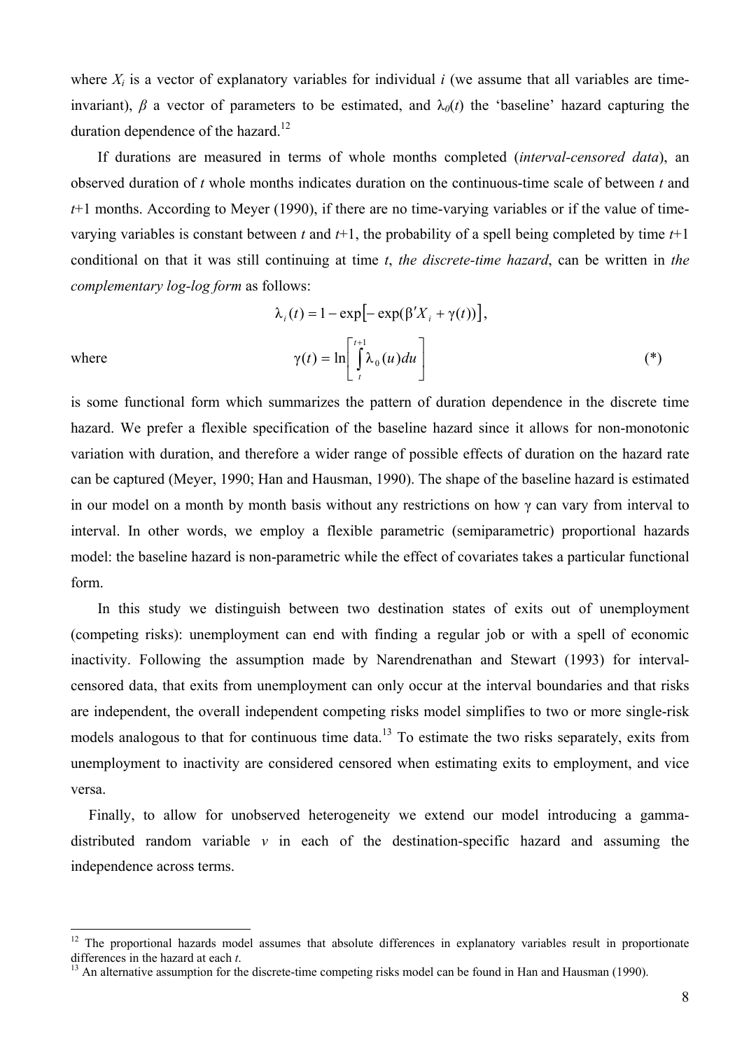where $X_i$ is a vector of explanatory variables for individual $i$ (we assume that all variables are time-invariant), $\beta$ a vector of parameters to be estimated, and $\lambda_0(t)$ the 'baseline' hazard capturing the duration dependence of the hazard.[12]

If durations are measured in terms of whole months completed (*interval-censored data*), an observed duration of $t$ whole months indicates duration on the continuous-time scale of between $t$ and $t$+1 months. According to Meyer (1990), if there are no time-varying variables or if the value of time-varying variables is constant between $t$ and $t$+1, the probability of a spell being completed by time $t$+1 conditional on that it was still continuing at time $t$, *the discrete-time hazard*, can be written in *the complementary log-log form* as follows:

$$\lambda_i(t) = 1 - \exp\left[-\exp(\beta' X_i + \gamma(t))\right],$$

where

$$\gamma(t) = \ln\left[\int_t^{t+1} \lambda_0(u)\,du\right] \qquad (*)$$

is some functional form which summarizes the pattern of duration dependence in the discrete time hazard. We prefer a flexible specification of the baseline hazard since it allows for non-monotonic variation with duration, and therefore a wider range of possible effects of duration on the hazard rate can be captured (Meyer, 1990; Han and Hausman, 1990). The shape of the baseline hazard is estimated in our model on a month by month basis without any restrictions on how $\gamma$ can vary from interval to interval. In other words, we employ a flexible parametric (semiparametric) proportional hazards model: the baseline hazard is non-parametric while the effect of covariates takes a particular functional form.

In this study we distinguish between two destination states of exits out of unemployment (competing risks): unemployment can end with finding a regular job or with a spell of economic inactivity. Following the assumption made by Narendrenathan and Stewart (1993) for interval-censored data, that exits from unemployment can only occur at the interval boundaries and that risks are independent, the overall independent competing risks model simplifies to two or more single-risk models analogous to that for continuous time data.[13] To estimate the two risks separately, exits from unemployment to inactivity are considered censored when estimating exits to employment, and vice versa.

Finally, to allow for unobserved heterogeneity we extend our model introducing a gamma-distributed random variable $v$ in each of the destination-specific hazard and assuming the independence across terms.

---

[12] The proportional hazards model assumes that absolute differences in explanatory variables result in proportionate differences in the hazard at each $t$.

[13] An alternative assumption for the discrete-time competing risks model can be found in Han and Hausman (1990).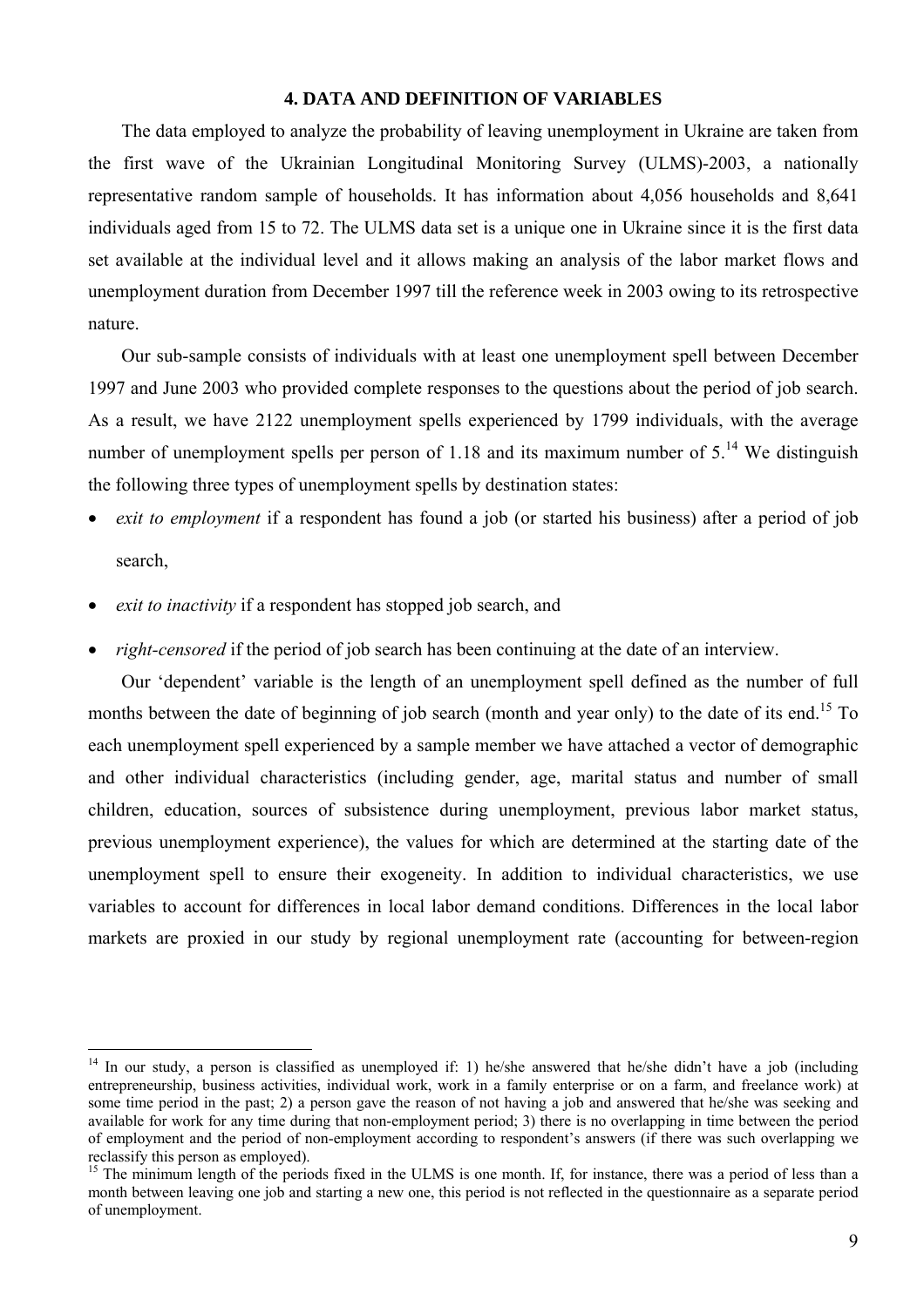## 4. DATA AND DEFINITION OF VARIABLES

The data employed to analyze the probability of leaving unemployment in Ukraine are taken from the first wave of the Ukrainian Longitudinal Monitoring Survey (ULMS)-2003, a nationally representative random sample of households. It has information about 4,056 households and 8,641 individuals aged from 15 to 72. The ULMS data set is a unique one in Ukraine since it is the first data set available at the individual level and it allows making an analysis of the labor market flows and unemployment duration from December 1997 till the reference week in 2003 owing to its retrospective nature.

Our sub-sample consists of individuals with at least one unemployment spell between December 1997 and June 2003 who provided complete responses to the questions about the period of job search. As a result, we have 2122 unemployment spells experienced by 1799 individuals, with the average number of unemployment spells per person of 1.18 and its maximum number of 5.[14] We distinguish the following three types of unemployment spells by destination states:

- *exit to employment* if a respondent has found a job (or started his business) after a period of job search,
- *exit to inactivity* if a respondent has stopped job search, and
- *right-censored* if the period of job search has been continuing at the date of an interview.

Our 'dependent' variable is the length of an unemployment spell defined as the number of full months between the date of beginning of job search (month and year only) to the date of its end.[15] To each unemployment spell experienced by a sample member we have attached a vector of demographic and other individual characteristics (including gender, age, marital status and number of small children, education, sources of subsistence during unemployment, previous labor market status, previous unemployment experience), the values for which are determined at the starting date of the unemployment spell to ensure their exogeneity. In addition to individual characteristics, we use variables to account for differences in local labor demand conditions. Differences in the local labor markets are proxied in our study by regional unemployment rate (accounting for between-region

---

[14] In our study, a person is classified as unemployed if: 1) he/she answered that he/she didn't have a job (including entrepreneurship, business activities, individual work, work in a family enterprise or on a farm, and freelance work) at some time period in the past; 2) a person gave the reason of not having a job and answered that he/she was seeking and available for work for any time during that non-employment period; 3) there is no overlapping in time between the period of employment and the period of non-employment according to respondent's answers (if there was such overlapping we reclassify this person as employed).

[15] The minimum length of the periods fixed in the ULMS is one month. If, for instance, there was a period of less than a month between leaving one job and starting a new one, this period is not reflected in the questionnaire as a separate period of unemployment.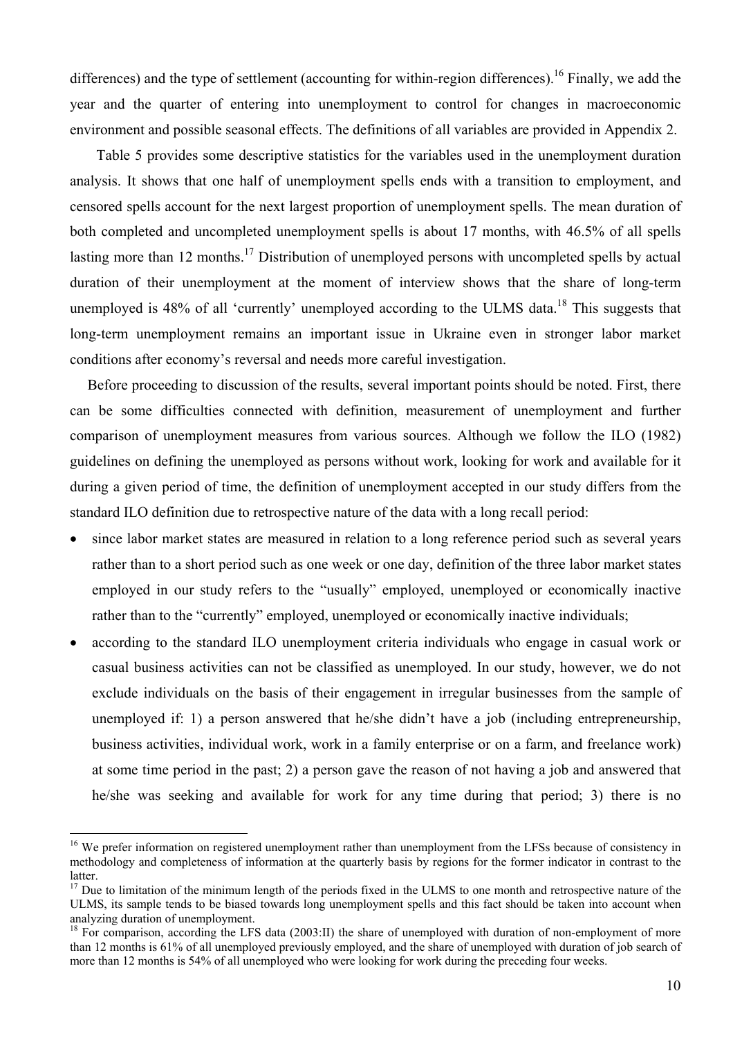differences) and the type of settlement (accounting for within-region differences).[16] Finally, we add the year and the quarter of entering into unemployment to control for changes in macroeconomic environment and possible seasonal effects. The definitions of all variables are provided in Appendix 2.

Table 5 provides some descriptive statistics for the variables used in the unemployment duration analysis. It shows that one half of unemployment spells ends with a transition to employment, and censored spells account for the next largest proportion of unemployment spells. The mean duration of both completed and uncompleted unemployment spells is about 17 months, with 46.5% of all spells lasting more than 12 months.[17] Distribution of unemployed persons with uncompleted spells by actual duration of their unemployment at the moment of interview shows that the share of long-term unemployed is 48% of all 'currently' unemployed according to the ULMS data.[18] This suggests that long-term unemployment remains an important issue in Ukraine even in stronger labor market conditions after economy's reversal and needs more careful investigation.

Before proceeding to discussion of the results, several important points should be noted. First, there can be some difficulties connected with definition, measurement of unemployment and further comparison of unemployment measures from various sources. Although we follow the ILO (1982) guidelines on defining the unemployed as persons without work, looking for work and available for it during a given period of time, the definition of unemployment accepted in our study differs from the standard ILO definition due to retrospective nature of the data with a long recall period:

- since labor market states are measured in relation to a long reference period such as several years rather than to a short period such as one week or one day, definition of the three labor market states employed in our study refers to the "usually" employed, unemployed or economically inactive rather than to the "currently" employed, unemployed or economically inactive individuals;
- according to the standard ILO unemployment criteria individuals who engage in casual work or casual business activities can not be classified as unemployed. In our study, however, we do not exclude individuals on the basis of their engagement in irregular businesses from the sample of unemployed if: 1) a person answered that he/she didn't have a job (including entrepreneurship, business activities, individual work, work in a family enterprise or on a farm, and freelance work) at some time period in the past; 2) a person gave the reason of not having a job and answered that he/she was seeking and available for work for any time during that period; 3) there is no

---

[16] We prefer information on registered unemployment rather than unemployment from the LFSs because of consistency in methodology and completeness of information at the quarterly basis by regions for the former indicator in contrast to the latter.

[17] Due to limitation of the minimum length of the periods fixed in the ULMS to one month and retrospective nature of the ULMS, its sample tends to be biased towards long unemployment spells and this fact should be taken into account when analyzing duration of unemployment.

[18] For comparison, according the LFS data (2003:II) the share of unemployed with duration of non-employment of more than 12 months is 61% of all unemployed previously employed, and the share of unemployed with duration of job search of more than 12 months is 54% of all unemployed who were looking for work during the preceding four weeks.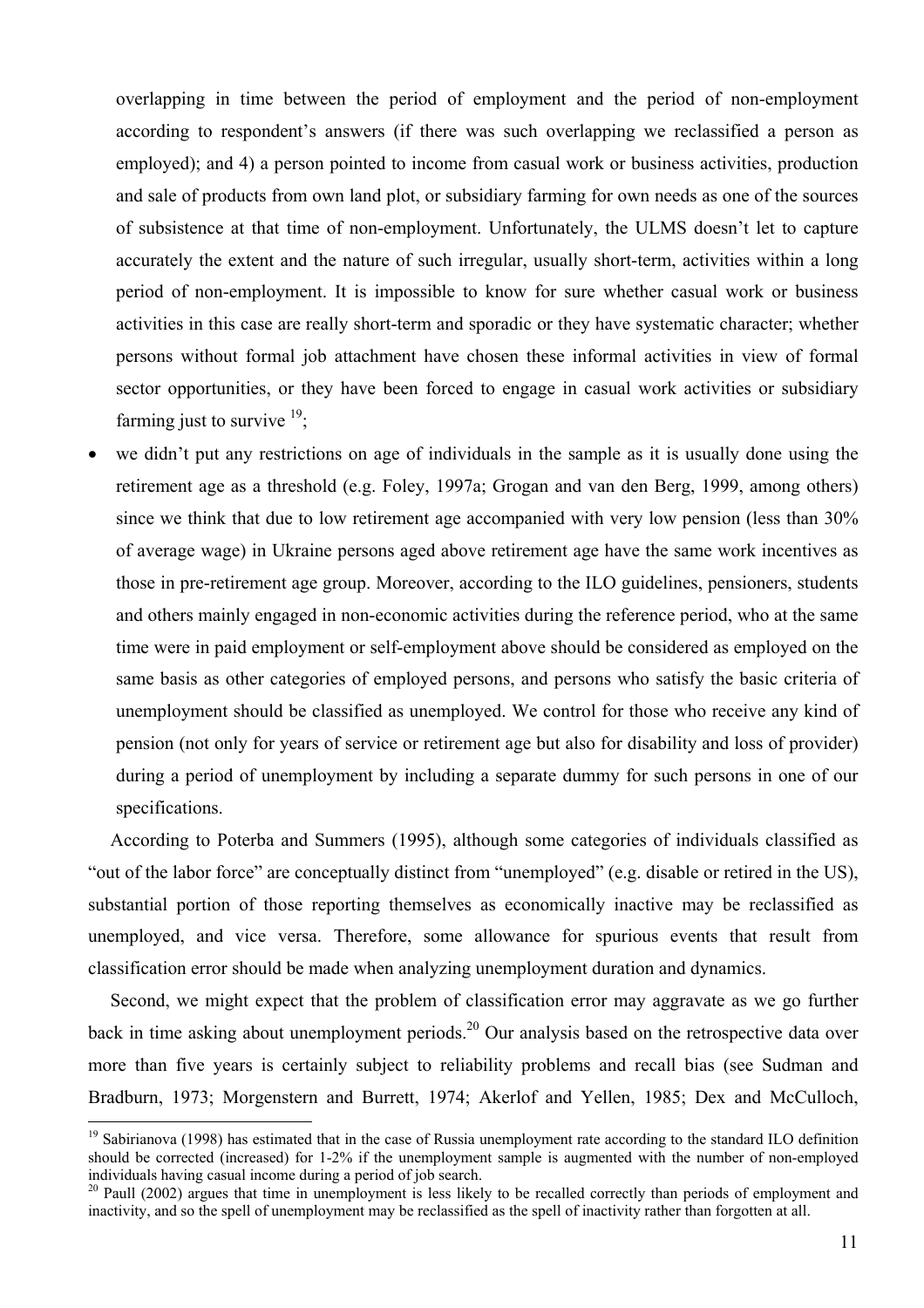overlapping in time between the period of employment and the period of non-employment according to respondent's answers (if there was such overlapping we reclassified a person as employed); and 4) a person pointed to income from casual work or business activities, production and sale of products from own land plot, or subsidiary farming for own needs as one of the sources of subsistence at that time of non-employment. Unfortunately, the ULMS doesn't let to capture accurately the extent and the nature of such irregular, usually short-term, activities within a long period of non-employment. It is impossible to know for sure whether casual work or business activities in this case are really short-term and sporadic or they have systematic character; whether persons without formal job attachment have chosen these informal activities in view of formal sector opportunities, or they have been forced to engage in casual work activities or subsidiary farming just to survive [19];

- we didn't put any restrictions on age of individuals in the sample as it is usually done using the retirement age as a threshold (e.g. Foley, 1997a; Grogan and van den Berg, 1999, among others) since we think that due to low retirement age accompanied with very low pension (less than 30% of average wage) in Ukraine persons aged above retirement age have the same work incentives as those in pre-retirement age group. Moreover, according to the ILO guidelines, pensioners, students and others mainly engaged in non-economic activities during the reference period, who at the same time were in paid employment or self-employment above should be considered as employed on the same basis as other categories of employed persons, and persons who satisfy the basic criteria of unemployment should be classified as unemployed. We control for those who receive any kind of pension (not only for years of service or retirement age but also for disability and loss of provider) during a period of unemployment by including a separate dummy for such persons in one of our specifications.

According to Poterba and Summers (1995), although some categories of individuals classified as "out of the labor force" are conceptually distinct from "unemployed" (e.g. disable or retired in the US), substantial portion of those reporting themselves as economically inactive may be reclassified as unemployed, and vice versa. Therefore, some allowance for spurious events that result from classification error should be made when analyzing unemployment duration and dynamics.

Second, we might expect that the problem of classification error may aggravate as we go further back in time asking about unemployment periods.[20] Our analysis based on the retrospective data over more than five years is certainly subject to reliability problems and recall bias (see Sudman and Bradburn, 1973; Morgenstern and Burrett, 1974; Akerlof and Yellen, 1985; Dex and McCulloch,

---

[19] Sabirianova (1998) has estimated that in the case of Russia unemployment rate according to the standard ILO definition should be corrected (increased) for 1-2% if the unemployment sample is augmented with the number of non-employed individuals having casual income during a period of job search.

[20] Paull (2002) argues that time in unemployment is less likely to be recalled correctly than periods of employment and inactivity, and so the spell of unemployment may be reclassified as the spell of inactivity rather than forgotten at all.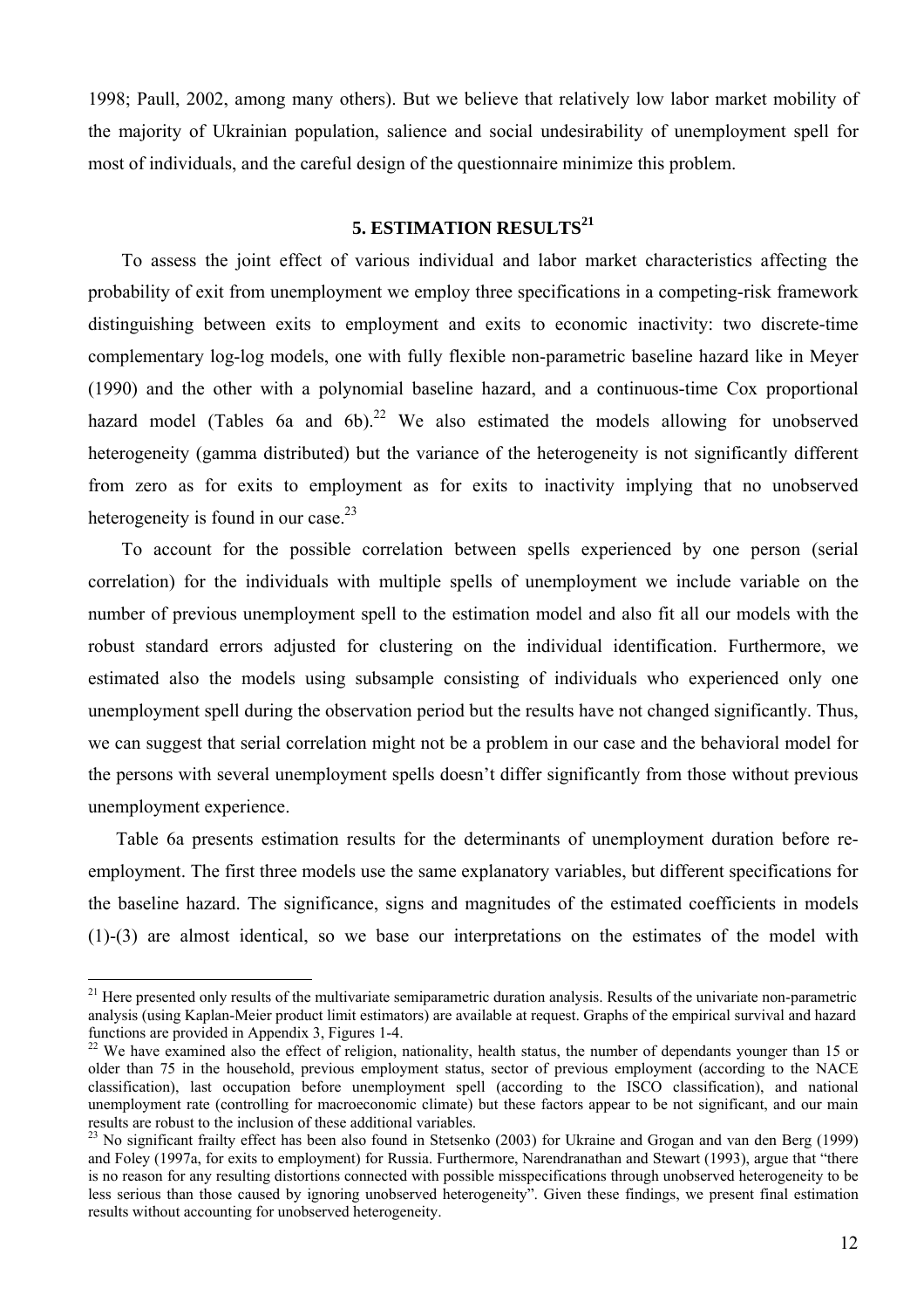1998; Paull, 2002, among many others). But we believe that relatively low labor market mobility of the majority of Ukrainian population, salience and social undesirability of unemployment spell for most of individuals, and the careful design of the questionnaire minimize this problem.

## 5. ESTIMATION RESULTS[21]

To assess the joint effect of various individual and labor market characteristics affecting the probability of exit from unemployment we employ three specifications in a competing-risk framework distinguishing between exits to employment and exits to economic inactivity: two discrete-time complementary log-log models, one with fully flexible non-parametric baseline hazard like in Meyer (1990) and the other with a polynomial baseline hazard, and a continuous-time Cox proportional hazard model (Tables 6a and 6b).[22] We also estimated the models allowing for unobserved heterogeneity (gamma distributed) but the variance of the heterogeneity is not significantly different from zero as for exits to employment as for exits to inactivity implying that no unobserved heterogeneity is found in our case.[23]

To account for the possible correlation between spells experienced by one person (serial correlation) for the individuals with multiple spells of unemployment we include variable on the number of previous unemployment spell to the estimation model and also fit all our models with the robust standard errors adjusted for clustering on the individual identification. Furthermore, we estimated also the models using subsample consisting of individuals who experienced only one unemployment spell during the observation period but the results have not changed significantly. Thus, we can suggest that serial correlation might not be a problem in our case and the behavioral model for the persons with several unemployment spells doesn't differ significantly from those without previous unemployment experience.

Table 6a presents estimation results for the determinants of unemployment duration before re-employment. The first three models use the same explanatory variables, but different specifications for the baseline hazard. The significance, signs and magnitudes of the estimated coefficients in models (1)-(3) are almost identical, so we base our interpretations on the estimates of the model with

---

[21] Here presented only results of the multivariate semiparametric duration analysis. Results of the univariate non-parametric analysis (using Kaplan-Meier product limit estimators) are available at request. Graphs of the empirical survival and hazard functions are provided in Appendix 3, Figures 1-4.

[22] We have examined also the effect of religion, nationality, health status, the number of dependants younger than 15 or older than 75 in the household, previous employment status, sector of previous employment (according to the NACE classification), last occupation before unemployment spell (according to the ISCO classification), and national unemployment rate (controlling for macroeconomic climate) but these factors appear to be not significant, and our main results are robust to the inclusion of these additional variables.

[23] No significant frailty effect has been also found in Stetsenko (2003) for Ukraine and Grogan and van den Berg (1999) and Foley (1997a, for exits to employment) for Russia. Furthermore, Narendranathan and Stewart (1993), argue that "there is no reason for any resulting distortions connected with possible misspecifications through unobserved heterogeneity to be less serious than those caused by ignoring unobserved heterogeneity". Given these findings, we present final estimation results without accounting for unobserved heterogeneity.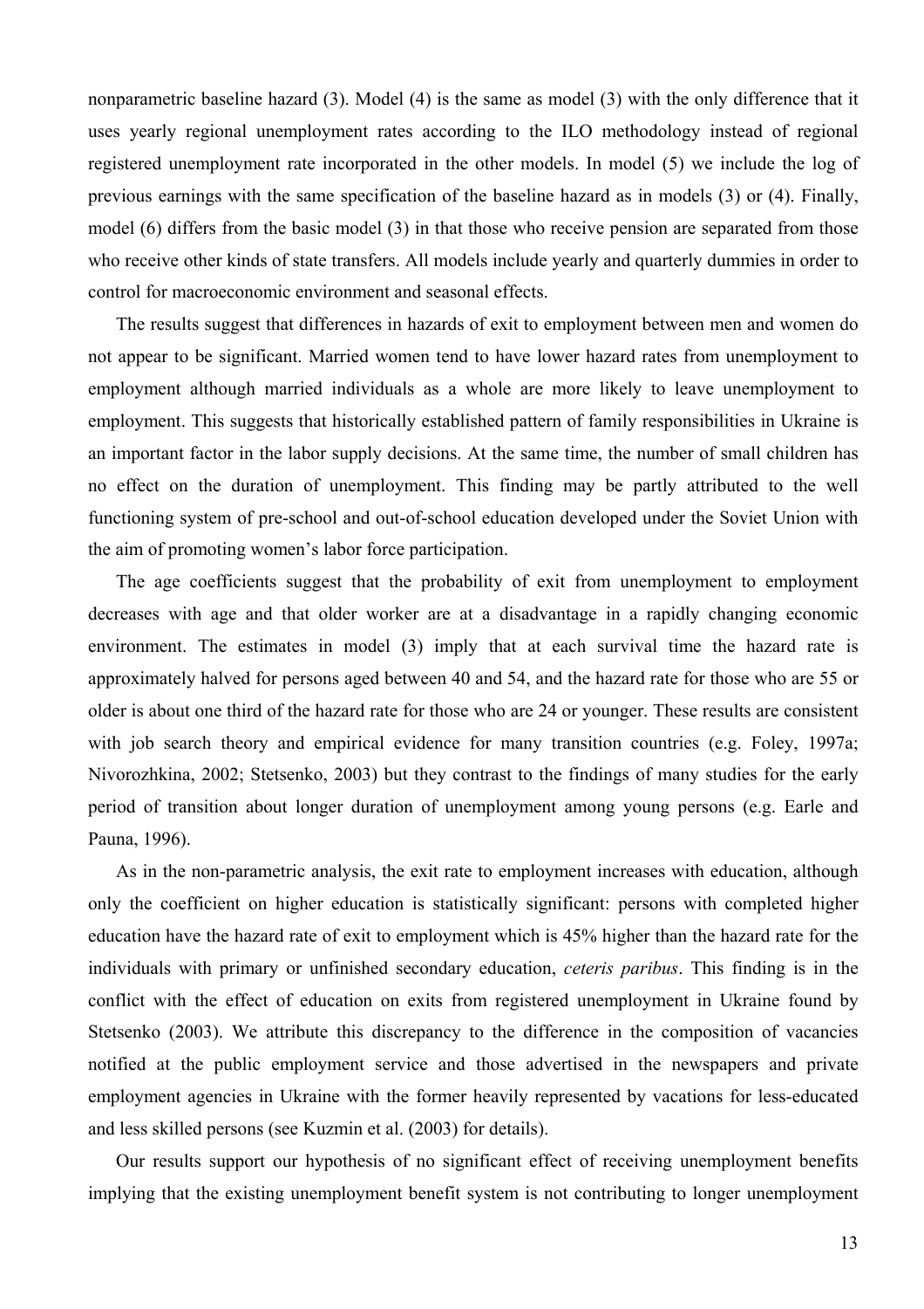nonparametric baseline hazard (3). Model (4) is the same as model (3) with the only difference that it uses yearly regional unemployment rates according to the ILO methodology instead of regional registered unemployment rate incorporated in the other models. In model (5) we include the log of previous earnings with the same specification of the baseline hazard as in models (3) or (4). Finally, model (6) differs from the basic model (3) in that those who receive pension are separated from those who receive other kinds of state transfers. All models include yearly and quarterly dummies in order to control for macroeconomic environment and seasonal effects.

The results suggest that differences in hazards of exit to employment between men and women do not appear to be significant. Married women tend to have lower hazard rates from unemployment to employment although married individuals as a whole are more likely to leave unemployment to employment. This suggests that historically established pattern of family responsibilities in Ukraine is an important factor in the labor supply decisions. At the same time, the number of small children has no effect on the duration of unemployment. This finding may be partly attributed to the well functioning system of pre-school and out-of-school education developed under the Soviet Union with the aim of promoting women's labor force participation.

The age coefficients suggest that the probability of exit from unemployment to employment decreases with age and that older worker are at a disadvantage in a rapidly changing economic environment. The estimates in model (3) imply that at each survival time the hazard rate is approximately halved for persons aged between 40 and 54, and the hazard rate for those who are 55 or older is about one third of the hazard rate for those who are 24 or younger. These results are consistent with job search theory and empirical evidence for many transition countries (e.g. Foley, 1997a; Nivorozhkina, 2002; Stetsenko, 2003) but they contrast to the findings of many studies for the early period of transition about longer duration of unemployment among young persons (e.g. Earle and Pauna, 1996).

As in the non-parametric analysis, the exit rate to employment increases with education, although only the coefficient on higher education is statistically significant: persons with completed higher education have the hazard rate of exit to employment which is 45% higher than the hazard rate for the individuals with primary or unfinished secondary education, *ceteris paribus*. This finding is in the conflict with the effect of education on exits from registered unemployment in Ukraine found by Stetsenko (2003). We attribute this discrepancy to the difference in the composition of vacancies notified at the public employment service and those advertised in the newspapers and private employment agencies in Ukraine with the former heavily represented by vacations for less-educated and less skilled persons (see Kuzmin et al. (2003) for details).

Our results support our hypothesis of no significant effect of receiving unemployment benefits implying that the existing unemployment benefit system is not contributing to longer unemployment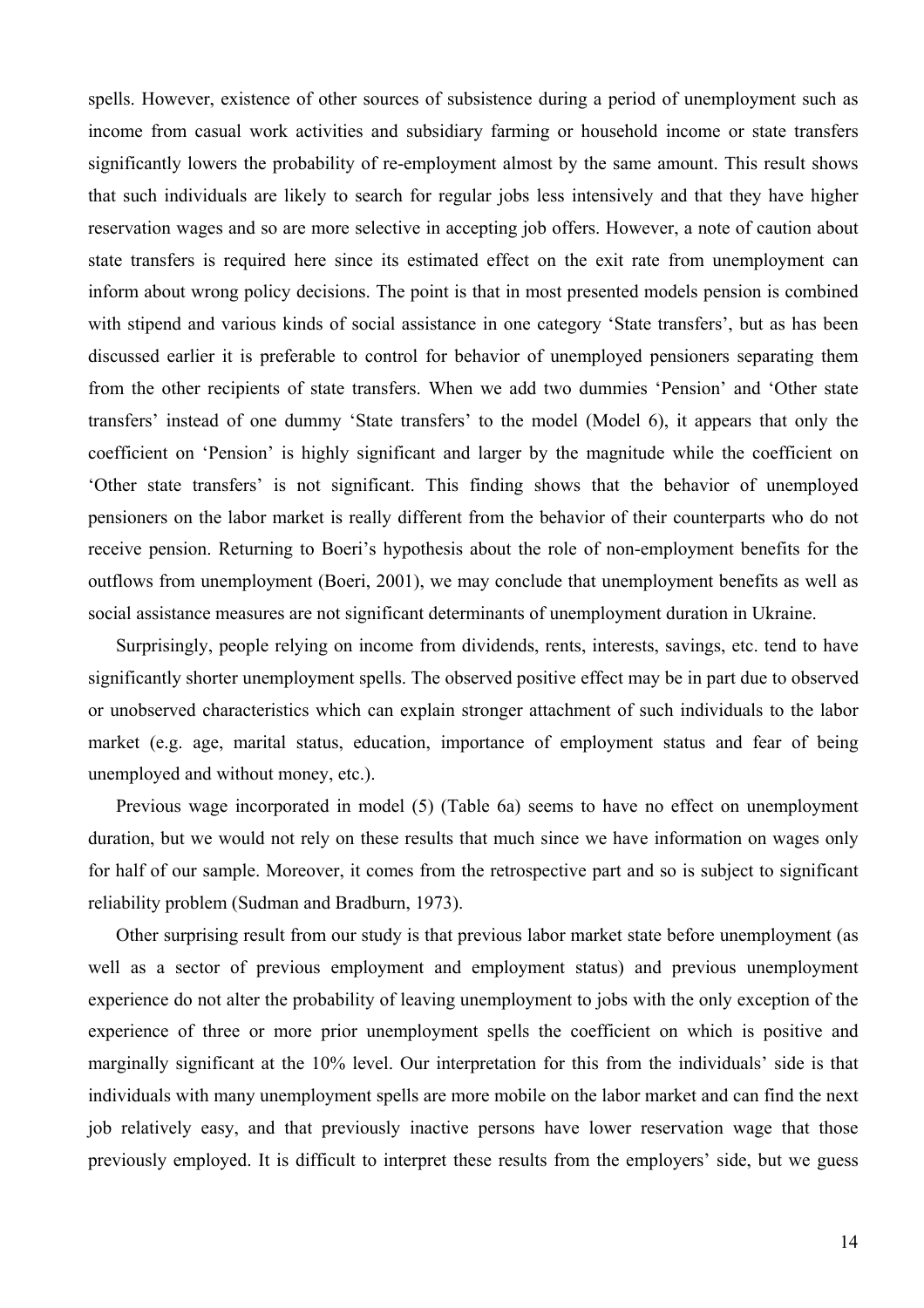spells. However, existence of other sources of subsistence during a period of unemployment such as income from casual work activities and subsidiary farming or household income or state transfers significantly lowers the probability of re-employment almost by the same amount. This result shows that such individuals are likely to search for regular jobs less intensively and that they have higher reservation wages and so are more selective in accepting job offers. However, a note of caution about state transfers is required here since its estimated effect on the exit rate from unemployment can inform about wrong policy decisions. The point is that in most presented models pension is combined with stipend and various kinds of social assistance in one category 'State transfers', but as has been discussed earlier it is preferable to control for behavior of unemployed pensioners separating them from the other recipients of state transfers. When we add two dummies 'Pension' and 'Other state transfers' instead of one dummy 'State transfers' to the model (Model 6), it appears that only the coefficient on 'Pension' is highly significant and larger by the magnitude while the coefficient on 'Other state transfers' is not significant. This finding shows that the behavior of unemployed pensioners on the labor market is really different from the behavior of their counterparts who do not receive pension. Returning to Boeri's hypothesis about the role of non-employment benefits for the outflows from unemployment (Boeri, 2001), we may conclude that unemployment benefits as well as social assistance measures are not significant determinants of unemployment duration in Ukraine.

Surprisingly, people relying on income from dividends, rents, interests, savings, etc. tend to have significantly shorter unemployment spells. The observed positive effect may be in part due to observed or unobserved characteristics which can explain stronger attachment of such individuals to the labor market (e.g. age, marital status, education, importance of employment status and fear of being unemployed and without money, etc.).

Previous wage incorporated in model (5) (Table 6a) seems to have no effect on unemployment duration, but we would not rely on these results that much since we have information on wages only for half of our sample. Moreover, it comes from the retrospective part and so is subject to significant reliability problem (Sudman and Bradburn, 1973).

Other surprising result from our study is that previous labor market state before unemployment (as well as a sector of previous employment and employment status) and previous unemployment experience do not alter the probability of leaving unemployment to jobs with the only exception of the experience of three or more prior unemployment spells the coefficient on which is positive and marginally significant at the 10% level. Our interpretation for this from the individuals' side is that individuals with many unemployment spells are more mobile on the labor market and can find the next job relatively easy, and that previously inactive persons have lower reservation wage that those previously employed. It is difficult to interpret these results from the employers' side, but we guess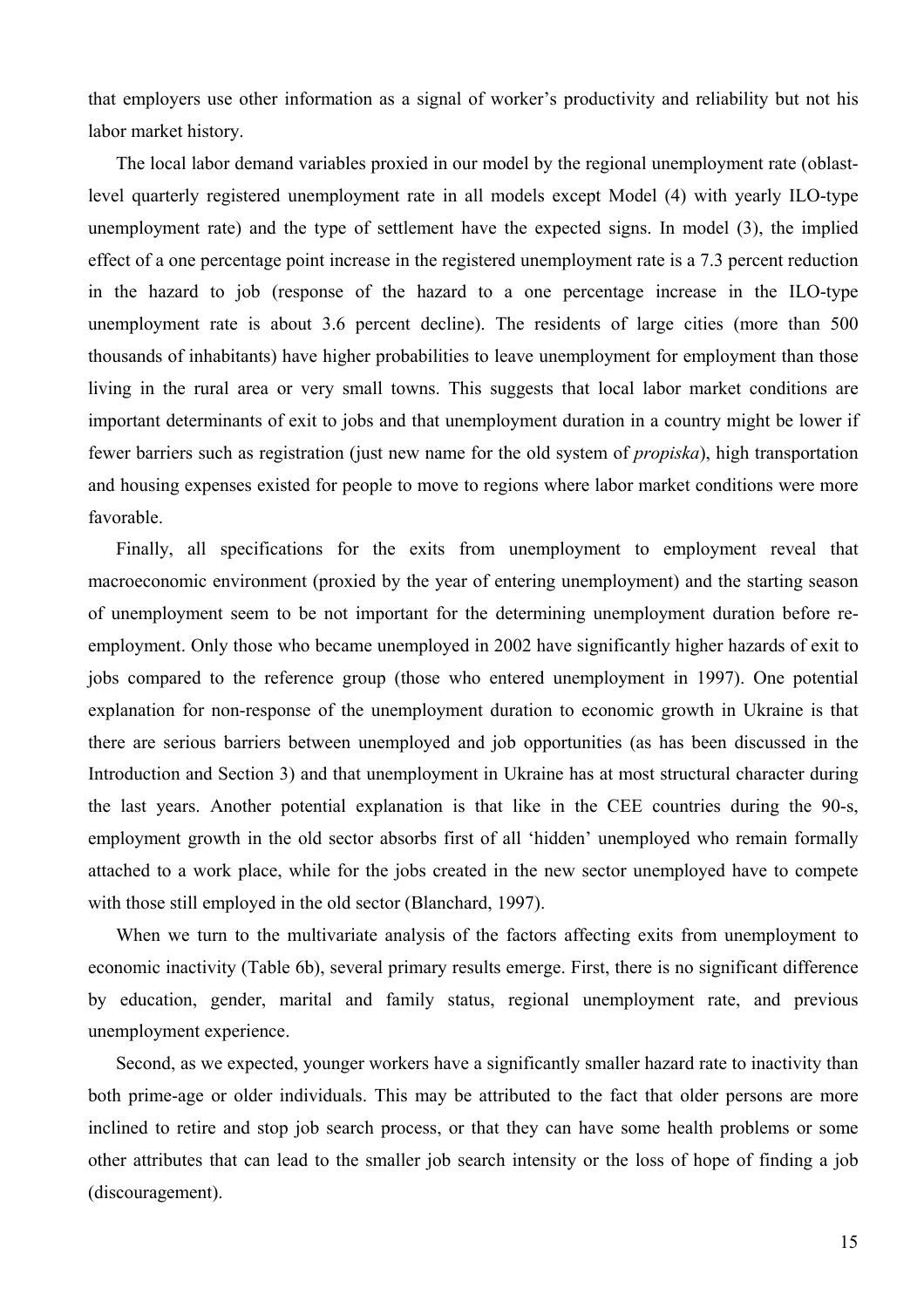that employers use other information as a signal of worker's productivity and reliability but not his labor market history.

The local labor demand variables proxied in our model by the regional unemployment rate (oblast-level quarterly registered unemployment rate in all models except Model (4) with yearly ILO-type unemployment rate) and the type of settlement have the expected signs. In model (3), the implied effect of a one percentage point increase in the registered unemployment rate is a 7.3 percent reduction in the hazard to job (response of the hazard to a one percentage increase in the ILO-type unemployment rate is about 3.6 percent decline). The residents of large cities (more than 500 thousands of inhabitants) have higher probabilities to leave unemployment for employment than those living in the rural area or very small towns. This suggests that local labor market conditions are important determinants of exit to jobs and that unemployment duration in a country might be lower if fewer barriers such as registration (just new name for the old system of *propiska*), high transportation and housing expenses existed for people to move to regions where labor market conditions were more favorable.

Finally, all specifications for the exits from unemployment to employment reveal that macroeconomic environment (proxied by the year of entering unemployment) and the starting season of unemployment seem to be not important for the determining unemployment duration before re-employment. Only those who became unemployed in 2002 have significantly higher hazards of exit to jobs compared to the reference group (those who entered unemployment in 1997). One potential explanation for non-response of the unemployment duration to economic growth in Ukraine is that there are serious barriers between unemployed and job opportunities (as has been discussed in the Introduction and Section 3) and that unemployment in Ukraine has at most structural character during the last years. Another potential explanation is that like in the CEE countries during the 90-s, employment growth in the old sector absorbs first of all 'hidden' unemployed who remain formally attached to a work place, while for the jobs created in the new sector unemployed have to compete with those still employed in the old sector (Blanchard, 1997).

When we turn to the multivariate analysis of the factors affecting exits from unemployment to economic inactivity (Table 6b), several primary results emerge. First, there is no significant difference by education, gender, marital and family status, regional unemployment rate, and previous unemployment experience.

Second, as we expected, younger workers have a significantly smaller hazard rate to inactivity than both prime-age or older individuals. This may be attributed to the fact that older persons are more inclined to retire and stop job search process, or that they can have some health problems or some other attributes that can lead to the smaller job search intensity or the loss of hope of finding a job (discouragement).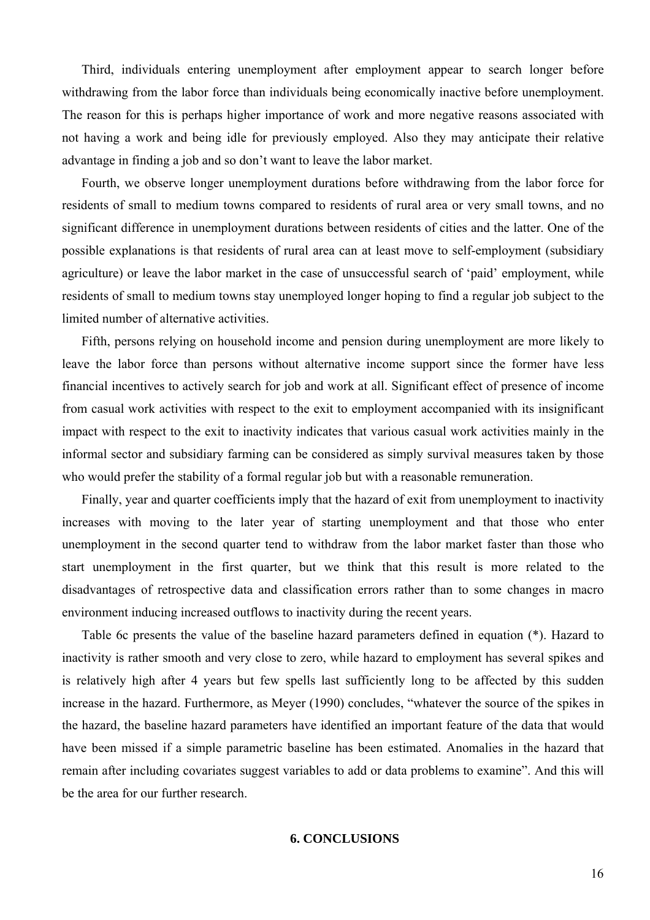Third, individuals entering unemployment after employment appear to search longer before withdrawing from the labor force than individuals being economically inactive before unemployment. The reason for this is perhaps higher importance of work and more negative reasons associated with not having a work and being idle for previously employed. Also they may anticipate their relative advantage in finding a job and so don't want to leave the labor market.

Fourth, we observe longer unemployment durations before withdrawing from the labor force for residents of small to medium towns compared to residents of rural area or very small towns, and no significant difference in unemployment durations between residents of cities and the latter. One of the possible explanations is that residents of rural area can at least move to self-employment (subsidiary agriculture) or leave the labor market in the case of unsuccessful search of 'paid' employment, while residents of small to medium towns stay unemployed longer hoping to find a regular job subject to the limited number of alternative activities.

Fifth, persons relying on household income and pension during unemployment are more likely to leave the labor force than persons without alternative income support since the former have less financial incentives to actively search for job and work at all. Significant effect of presence of income from casual work activities with respect to the exit to employment accompanied with its insignificant impact with respect to the exit to inactivity indicates that various casual work activities mainly in the informal sector and subsidiary farming can be considered as simply survival measures taken by those who would prefer the stability of a formal regular job but with a reasonable remuneration.

Finally, year and quarter coefficients imply that the hazard of exit from unemployment to inactivity increases with moving to the later year of starting unemployment and that those who enter unemployment in the second quarter tend to withdraw from the labor market faster than those who start unemployment in the first quarter, but we think that this result is more related to the disadvantages of retrospective data and classification errors rather than to some changes in macro environment inducing increased outflows to inactivity during the recent years.

Table 6c presents the value of the baseline hazard parameters defined in equation (*). Hazard to inactivity is rather smooth and very close to zero, while hazard to employment has several spikes and is relatively high after 4 years but few spells last sufficiently long to be affected by this sudden increase in the hazard. Furthermore, as Meyer (1990) concludes, "whatever the source of the spikes in the hazard, the baseline hazard parameters have identified an important feature of the data that would have been missed if a simple parametric baseline has been estimated. Anomalies in the hazard that remain after including covariates suggest variables to add or data problems to examine". And this will be the area for our further research.

## 6. CONCLUSIONS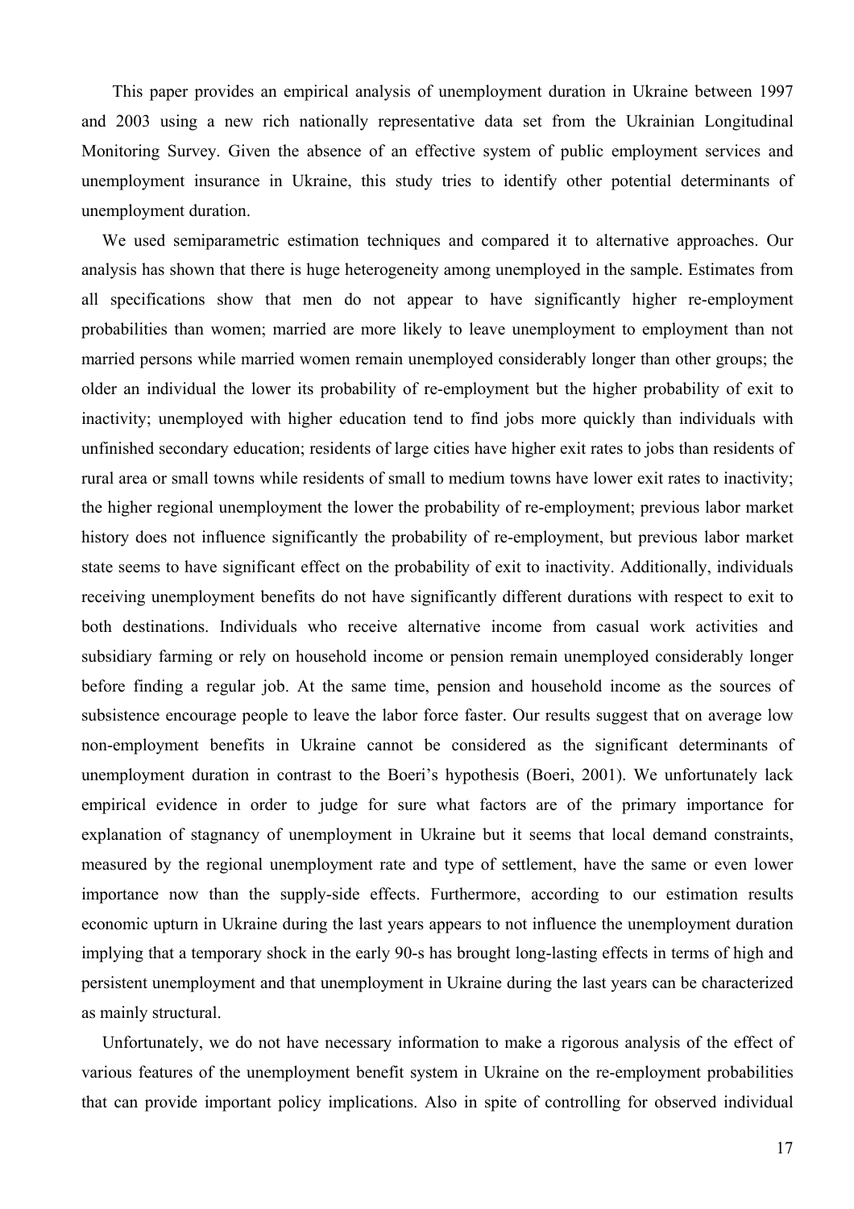This paper provides an empirical analysis of unemployment duration in Ukraine between 1997 and 2003 using a new rich nationally representative data set from the Ukrainian Longitudinal Monitoring Survey. Given the absence of an effective system of public employment services and unemployment insurance in Ukraine, this study tries to identify other potential determinants of unemployment duration.

We used semiparametric estimation techniques and compared it to alternative approaches. Our analysis has shown that there is huge heterogeneity among unemployed in the sample. Estimates from all specifications show that men do not appear to have significantly higher re-employment probabilities than women; married are more likely to leave unemployment to employment than not married persons while married women remain unemployed considerably longer than other groups; the older an individual the lower its probability of re-employment but the higher probability of exit to inactivity; unemployed with higher education tend to find jobs more quickly than individuals with unfinished secondary education; residents of large cities have higher exit rates to jobs than residents of rural area or small towns while residents of small to medium towns have lower exit rates to inactivity; the higher regional unemployment the lower the probability of re-employment; previous labor market history does not influence significantly the probability of re-employment, but previous labor market state seems to have significant effect on the probability of exit to inactivity. Additionally, individuals receiving unemployment benefits do not have significantly different durations with respect to exit to both destinations. Individuals who receive alternative income from casual work activities and subsidiary farming or rely on household income or pension remain unemployed considerably longer before finding a regular job. At the same time, pension and household income as the sources of subsistence encourage people to leave the labor force faster. Our results suggest that on average low non-employment benefits in Ukraine cannot be considered as the significant determinants of unemployment duration in contrast to the Boeri's hypothesis (Boeri, 2001). We unfortunately lack empirical evidence in order to judge for sure what factors are of the primary importance for explanation of stagnancy of unemployment in Ukraine but it seems that local demand constraints, measured by the regional unemployment rate and type of settlement, have the same or even lower importance now than the supply-side effects. Furthermore, according to our estimation results economic upturn in Ukraine during the last years appears to not influence the unemployment duration implying that a temporary shock in the early 90-s has brought long-lasting effects in terms of high and persistent unemployment and that unemployment in Ukraine during the last years can be characterized as mainly structural.

Unfortunately, we do not have necessary information to make a rigorous analysis of the effect of various features of the unemployment benefit system in Ukraine on the re-employment probabilities that can provide important policy implications. Also in spite of controlling for observed individual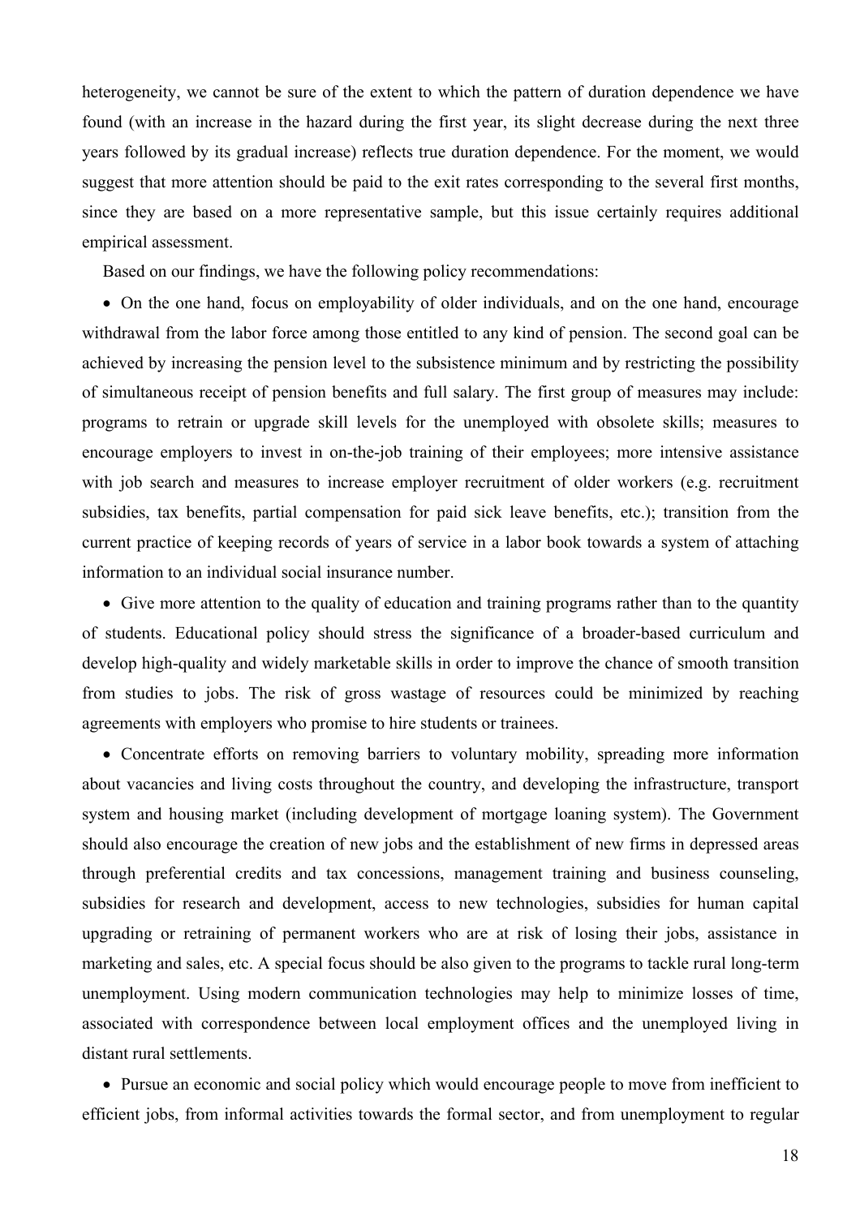heterogeneity, we cannot be sure of the extent to which the pattern of duration dependence we have found (with an increase in the hazard during the first year, its slight decrease during the next three years followed by its gradual increase) reflects true duration dependence. For the moment, we would suggest that more attention should be paid to the exit rates corresponding to the several first months, since they are based on a more representative sample, but this issue certainly requires additional empirical assessment.

Based on our findings, we have the following policy recommendations:

- On the one hand, focus on employability of older individuals, and on the one hand, encourage withdrawal from the labor force among those entitled to any kind of pension. The second goal can be achieved by increasing the pension level to the subsistence minimum and by restricting the possibility of simultaneous receipt of pension benefits and full salary. The first group of measures may include: programs to retrain or upgrade skill levels for the unemployed with obsolete skills; measures to encourage employers to invest in on-the-job training of their employees; more intensive assistance with job search and measures to increase employer recruitment of older workers (e.g. recruitment subsidies, tax benefits, partial compensation for paid sick leave benefits, etc.); transition from the current practice of keeping records of years of service in a labor book towards a system of attaching information to an individual social insurance number.
- Give more attention to the quality of education and training programs rather than to the quantity of students. Educational policy should stress the significance of a broader-based curriculum and develop high-quality and widely marketable skills in order to improve the chance of smooth transition from studies to jobs. The risk of gross wastage of resources could be minimized by reaching agreements with employers who promise to hire students or trainees.
- Concentrate efforts on removing barriers to voluntary mobility, spreading more information about vacancies and living costs throughout the country, and developing the infrastructure, transport system and housing market (including development of mortgage loaning system). The Government should also encourage the creation of new jobs and the establishment of new firms in depressed areas through preferential credits and tax concessions, management training and business counseling, subsidies for research and development, access to new technologies, subsidies for human capital upgrading or retraining of permanent workers who are at risk of losing their jobs, assistance in marketing and sales, etc. A special focus should be also given to the programs to tackle rural long-term unemployment. Using modern communication technologies may help to minimize losses of time, associated with correspondence between local employment offices and the unemployed living in distant rural settlements.
- Pursue an economic and social policy which would encourage people to move from inefficient to efficient jobs, from informal activities towards the formal sector, and from unemployment to regular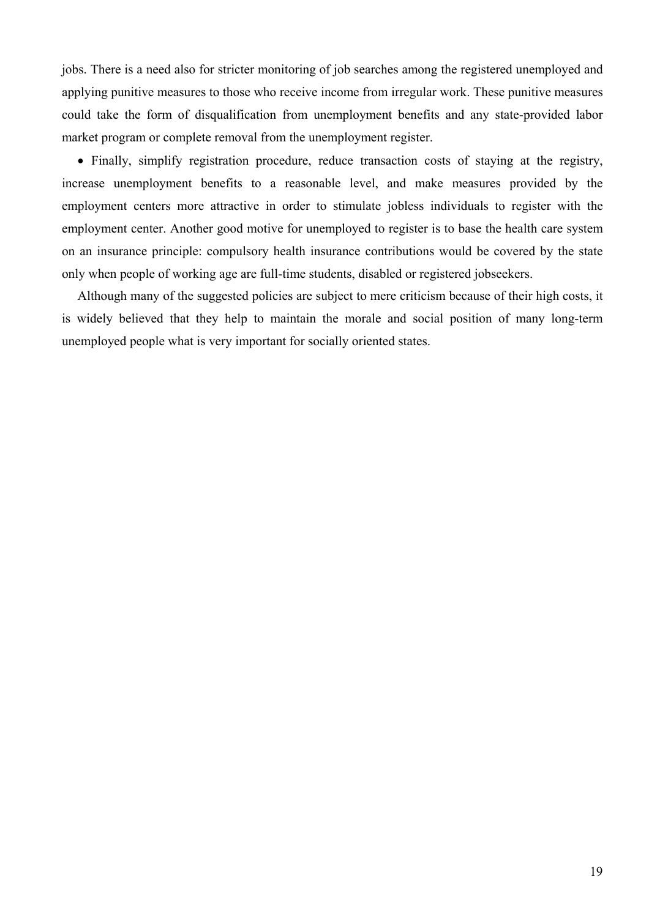jobs. There is a need also for stricter monitoring of job searches among the registered unemployed and applying punitive measures to those who receive income from irregular work. These punitive measures could take the form of disqualification from unemployment benefits and any state-provided labor market program or complete removal from the unemployment register.

- Finally, simplify registration procedure, reduce transaction costs of staying at the registry, increase unemployment benefits to a reasonable level, and make measures provided by the employment centers more attractive in order to stimulate jobless individuals to register with the employment center. Another good motive for unemployed to register is to base the health care system on an insurance principle: compulsory health insurance contributions would be covered by the state only when people of working age are full-time students, disabled or registered jobseekers.

Although many of the suggested policies are subject to mere criticism because of their high costs, it is widely believed that they help to maintain the morale and social position of many long-term unemployed people what is very important for socially oriented states.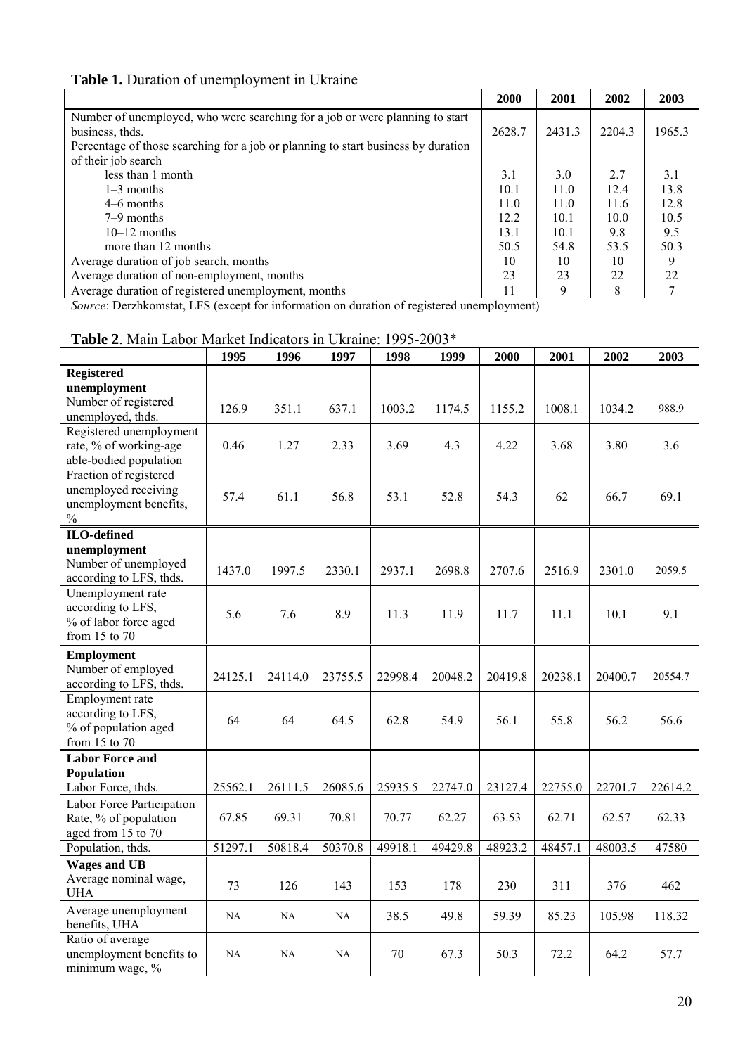**Table 1.** Duration of unemployment in Ukraine

| | 2000 | 2001 | 2002 | 2003 |
|---|---|---|---|---|
| Number of unemployed, who were searching for a job or were planning to start business, thds. | 2628.7 | 2431.3 | 2204.3 | 1965.3 |
| Percentage of those searching for a job or planning to start business by duration of their job search | | | | |
| less than 1 month | 3.1 | 3.0 | 2.7 | 3.1 |
| 1–3 months | 10.1 | 11.0 | 12.4 | 13.8 |
| 4–6 months | 11.0 | 11.0 | 11.6 | 12.8 |
| 7–9 months | 12.2 | 10.1 | 10.0 | 10.5 |
| 10–12 months | 13.1 | 10.1 | 9.8 | 9.5 |
| more than 12 months | 50.5 | 54.8 | 53.5 | 50.3 |
| Average duration of job search, months | 10 | 10 | 10 | 9 |
| Average duration of non-employment, months | 23 | 23 | 22 | 22 |
| Average duration of registered unemployment, months | 11 | 9 | 8 | 7 |

*Source*: Derzhkomstat, LFS (except for information on duration of registered unemployment)

**Table 2**. Main Labor Market Indicators in Ukraine: 1995-2003*

| | 1995 | 1996 | 1997 | 1998 | 1999 | 2000 | 2001 | 2002 | 2003 |
|---|---|---|---|---|---|---|---|---|---|
| **Registered unemployment** | | | | | | | | | |
| Number of registered unemployed, thds. | 126.9 | 351.1 | 637.1 | 1003.2 | 1174.5 | 1155.2 | 1008.1 | 1034.2 | 988.9 |
| Registered unemployment rate, % of working-age able-bodied population | 0.46 | 1.27 | 2.33 | 3.69 | 4.3 | 4.22 | 3.68 | 3.80 | 3.6 |
| Fraction of registered unemployed receiving unemployment benefits, % | 57.4 | 61.1 | 56.8 | 53.1 | 52.8 | 54.3 | 62 | 66.7 | 69.1 |
| **ILO-defined unemployment** | | | | | | | | | |
| Number of unemployed according to LFS, thds. | 1437.0 | 1997.5 | 2330.1 | 2937.1 | 2698.8 | 2707.6 | 2516.9 | 2301.0 | 2059.5 |
| Unemployment rate according to LFS, % of labor force aged from 15 to 70 | 5.6 | 7.6 | 8.9 | 11.3 | 11.9 | 11.7 | 11.1 | 10.1 | 9.1 |
| **Employment** | | | | | | | | | |
| Number of employed according to LFS, thds. | 24125.1 | 24114.0 | 23755.5 | 22998.4 | 20048.2 | 20419.8 | 20238.1 | 20400.7 | 20554.7 |
| Employment rate according to LFS, % of population aged from 15 to 70 | 64 | 64 | 64.5 | 62.8 | 54.9 | 56.1 | 55.8 | 56.2 | 56.6 |
| **Labor Force and Population** | | | | | | | | | |
| Labor Force, thds. | 25562.1 | 26111.5 | 26085.6 | 25935.5 | 22747.0 | 23127.4 | 22755.0 | 22701.7 | 22614.2 |
| Labor Force Participation Rate, % of population aged from 15 to 70 | 67.85 | 69.31 | 70.81 | 70.77 | 62.27 | 63.53 | 62.71 | 62.57 | 62.33 |
| Population, thds. | 51297.1 | 50818.4 | 50370.8 | 49918.1 | 49429.8 | 48923.2 | 48457.1 | 48003.5 | 47580 |
| **Wages and UB** | | | | | | | | | |
| Average nominal wage, UHA | 73 | 126 | 143 | 153 | 178 | 230 | 311 | 376 | 462 |
| Average unemployment benefits, UHA | NA | NA | NA | 38.5 | 49.8 | 59.39 | 85.23 | 105.98 | 118.32 |
| Ratio of average unemployment benefits to minimum wage, % | NA | NA | NA | 70 | 67.3 | 50.3 | 72.2 | 64.2 | 57.7 |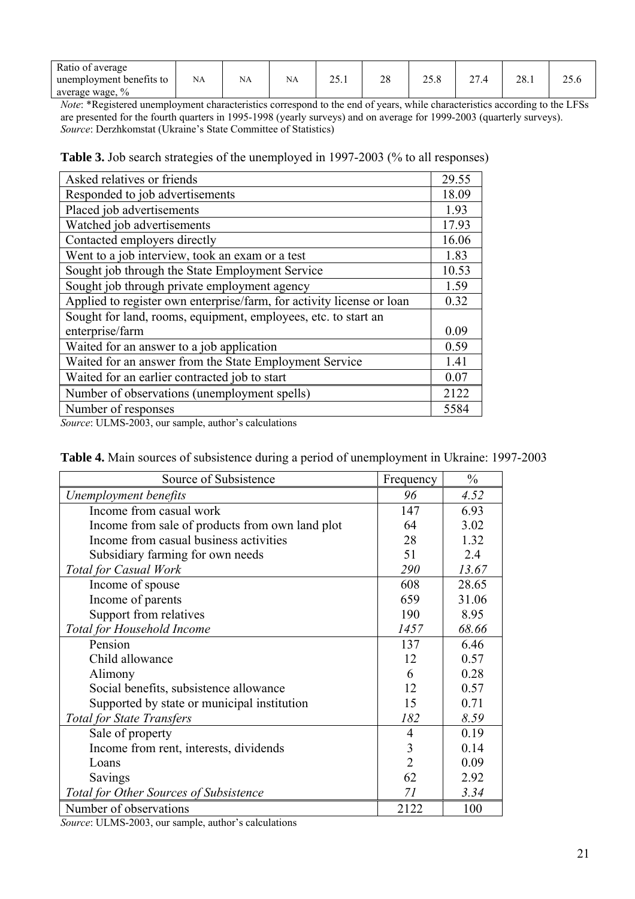| Ratio of average unemployment benefits to average wage, % | NA | NA | NA | 25.1 | 28 | 25.8 | 27.4 | 28.1 | 25.6 |
|---|---|---|---|---|---|---|---|---|---|

*Note*: *Registered unemployment characteristics correspond to the end of years, while characteristics according to the LFSs are presented for the fourth quarters in 1995-1998 (yearly surveys) and on average for 1999-2003 (quarterly surveys).
*Source*: Derzhkomstat (Ukraine's State Committee of Statistics)

**Table 3.** Job search strategies of the unemployed in 1997-2003 (% to all responses)

| | |
|---|---|
| Asked relatives or friends | 29.55 |
| Responded to job advertisements | 18.09 |
| Placed job advertisements | 1.93 |
| Watched job advertisements | 17.93 |
| Contacted employers directly | 16.06 |
| Went to a job interview, took an exam or a test | 1.83 |
| Sought job through the State Employment Service | 10.53 |
| Sought job through private employment agency | 1.59 |
| Applied to register own enterprise/farm, for activity license or loan | 0.32 |
| Sought for land, rooms, equipment, employees, etc. to start an enterprise/farm | 0.09 |
| Waited for an answer to a job application | 0.59 |
| Waited for an answer from the State Employment Service | 1.41 |
| Waited for an earlier contracted job to start | 0.07 |
| Number of observations (unemployment spells) | 2122 |
| Number of responses | 5584 |

*Source*: ULMS-2003, our sample, author's calculations

**Table 4.** Main sources of subsistence during a period of unemployment in Ukraine: 1997-2003

| Source of Subsistence | Frequency | % |
|---|---|---|
| *Unemployment benefits* | *96* | *4.52* |
| Income from casual work | 147 | 6.93 |
| Income from sale of products from own land plot | 64 | 3.02 |
| Income from casual business activities | 28 | 1.32 |
| Subsidiary farming for own needs | 51 | 2.4 |
| *Total for Casual Work* | *290* | *13.67* |
| Income of spouse | 608 | 28.65 |
| Income of parents | 659 | 31.06 |
| Support from relatives | 190 | 8.95 |
| *Total for Household Income* | *1457* | *68.66* |
| Pension | 137 | 6.46 |
| Child allowance | 12 | 0.57 |
| Alimony | 6 | 0.28 |
| Social benefits, subsistence allowance | 12 | 0.57 |
| Supported by state or municipal institution | 15 | 0.71 |
| *Total for State Transfers* | *182* | *8.59* |
| Sale of property | 4 | 0.19 |
| Income from rent, interests, dividends | 3 | 0.14 |
| Loans | 2 | 0.09 |
| Savings | 62 | 2.92 |
| *Total for Other Sources of Subsistence* | *71* | *3.34* |
| Number of observations | 2122 | 100 |

*Source*: ULMS-2003, our sample, author's calculations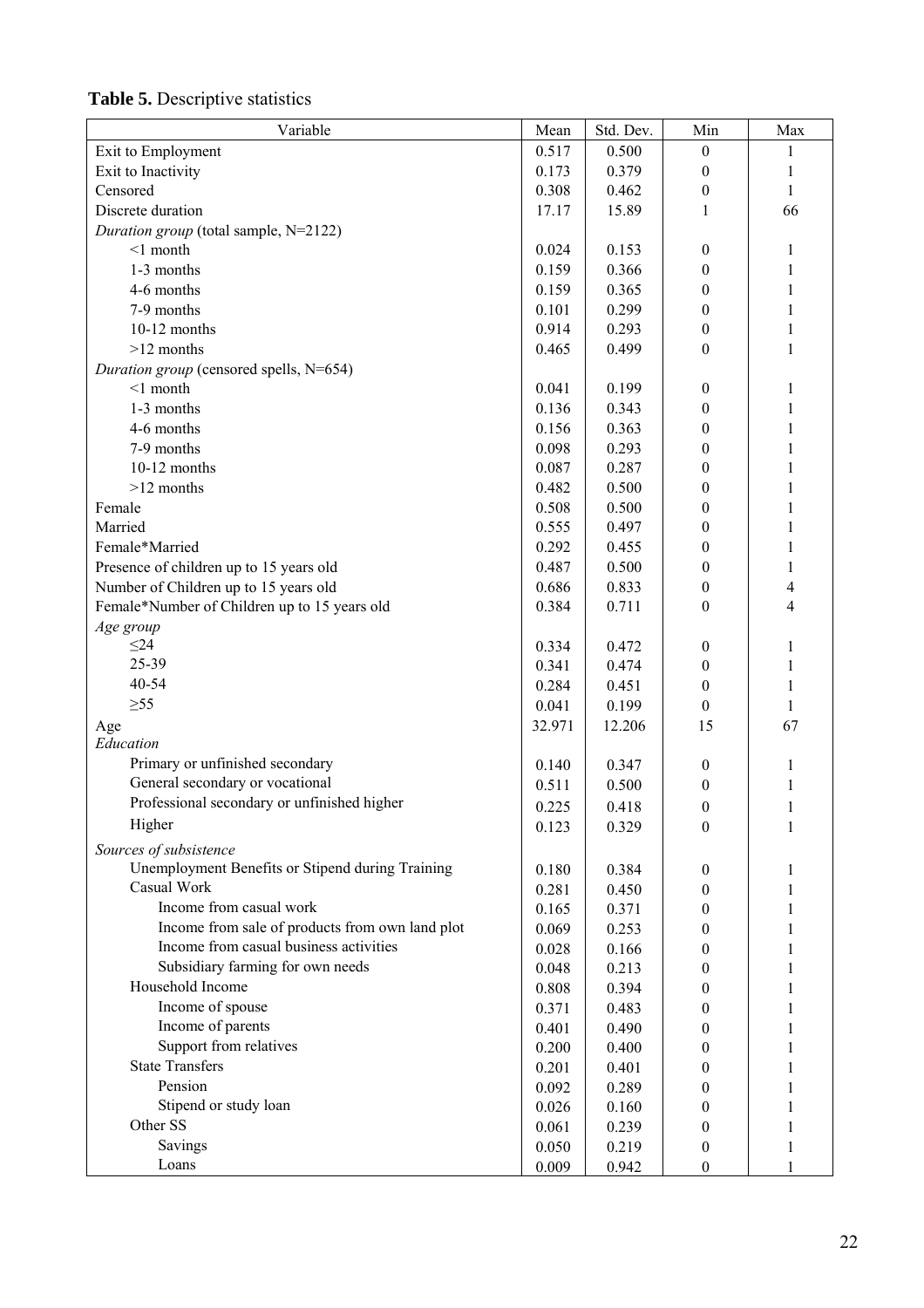**Table 5.** Descriptive statistics

| Variable | Mean | Std. Dev. | Min | Max |
|---|---|---|---|---|
| Exit to Employment | 0.517 | 0.500 | 0 | 1 |
| Exit to Inactivity | 0.173 | 0.379 | 0 | 1 |
| Censored | 0.308 | 0.462 | 0 | 1 |
| Discrete duration | 17.17 | 15.89 | 1 | 66 |
| *Duration group* (total sample, N=2122) | | | | |
| <1 month | 0.024 | 0.153 | 0 | 1 |
| 1-3 months | 0.159 | 0.366 | 0 | 1 |
| 4-6 months | 0.159 | 0.365 | 0 | 1 |
| 7-9 months | 0.101 | 0.299 | 0 | 1 |
| 10-12 months | 0.914 | 0.293 | 0 | 1 |
| >12 months | 0.465 | 0.499 | 0 | 1 |
| *Duration group* (censored spells, N=654) | | | | |
| <1 month | 0.041 | 0.199 | 0 | 1 |
| 1-3 months | 0.136 | 0.343 | 0 | 1 |
| 4-6 months | 0.156 | 0.363 | 0 | 1 |
| 7-9 months | 0.098 | 0.293 | 0 | 1 |
| 10-12 months | 0.087 | 0.287 | 0 | 1 |
| >12 months | 0.482 | 0.500 | 0 | 1 |
| Female | 0.508 | 0.500 | 0 | 1 |
| Married | 0.555 | 0.497 | 0 | 1 |
| Female*Married | 0.292 | 0.455 | 0 | 1 |
| Presence of children up to 15 years old | 0.487 | 0.500 | 0 | 1 |
| Number of Children up to 15 years old | 0.686 | 0.833 | 0 | 4 |
| Female*Number of Children up to 15 years old | 0.384 | 0.711 | 0 | 4 |
| *Age group* | | | | |
| ≤24 | 0.334 | 0.472 | 0 | 1 |
| 25-39 | 0.341 | 0.474 | 0 | 1 |
| 40-54 | 0.284 | 0.451 | 0 | 1 |
| ≥55 | 0.041 | 0.199 | 0 | 1 |
| Age | 32.971 | 12.206 | 15 | 67 |
| *Education* | | | | |
| Primary or unfinished secondary | 0.140 | 0.347 | 0 | 1 |
| General secondary or vocational | 0.511 | 0.500 | 0 | 1 |
| Professional secondary or unfinished higher | 0.225 | 0.418 | 0 | 1 |
| Higher | 0.123 | 0.329 | 0 | 1 |
| *Sources of subsistence* | | | | |
| Unemployment Benefits or Stipend during Training | 0.180 | 0.384 | 0 | 1 |
| Casual Work | 0.281 | 0.450 | 0 | 1 |
| Income from casual work | 0.165 | 0.371 | 0 | 1 |
| Income from sale of products from own land plot | 0.069 | 0.253 | 0 | 1 |
| Income from casual business activities | 0.028 | 0.166 | 0 | 1 |
| Subsidiary farming for own needs | 0.048 | 0.213 | 0 | 1 |
| Household Income | 0.808 | 0.394 | 0 | 1 |
| Income of spouse | 0.371 | 0.483 | 0 | 1 |
| Income of parents | 0.401 | 0.490 | 0 | 1 |
| Support from relatives | 0.200 | 0.400 | 0 | 1 |
| State Transfers | 0.201 | 0.401 | 0 | 1 |
| Pension | 0.092 | 0.289 | 0 | 1 |
| Stipend or study loan | 0.026 | 0.160 | 0 | 1 |
| Other SS | 0.061 | 0.239 | 0 | 1 |
| Savings | 0.050 | 0.219 | 0 | 1 |
| Loans | 0.009 | 0.942 | 0 | 1 |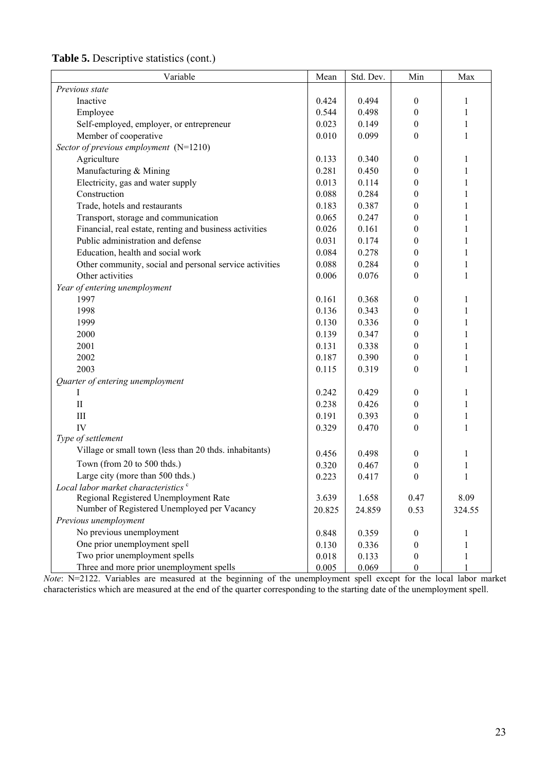**Table 5.** Descriptive statistics (cont.)

| Variable | Mean | Std. Dev. | Min | Max |
|---|---|---|---|---|
| *Previous state* | | | | |
| Inactive | 0.424 | 0.494 | 0 | 1 |
| Employee | 0.544 | 0.498 | 0 | 1 |
| Self-employed, employer, or entrepreneur | 0.023 | 0.149 | 0 | 1 |
| Member of cooperative | 0.010 | 0.099 | 0 | 1 |
| *Sector of previous employment* (N=1210) | | | | |
| Agriculture | 0.133 | 0.340 | 0 | 1 |
| Manufacturing & Mining | 0.281 | 0.450 | 0 | 1 |
| Electricity, gas and water supply | 0.013 | 0.114 | 0 | 1 |
| Construction | 0.088 | 0.284 | 0 | 1 |
| Trade, hotels and restaurants | 0.183 | 0.387 | 0 | 1 |
| Transport, storage and communication | 0.065 | 0.247 | 0 | 1 |
| Financial, real estate, renting and business activities | 0.026 | 0.161 | 0 | 1 |
| Public administration and defense | 0.031 | 0.174 | 0 | 1 |
| Education, health and social work | 0.084 | 0.278 | 0 | 1 |
| Other community, social and personal service activities | 0.088 | 0.284 | 0 | 1 |
| Other activities | 0.006 | 0.076 | 0 | 1 |
| *Year of entering unemployment* | | | | |
| 1997 | 0.161 | 0.368 | 0 | 1 |
| 1998 | 0.136 | 0.343 | 0 | 1 |
| 1999 | 0.130 | 0.336 | 0 | 1 |
| 2000 | 0.139 | 0.347 | 0 | 1 |
| 2001 | 0.131 | 0.338 | 0 | 1 |
| 2002 | 0.187 | 0.390 | 0 | 1 |
| 2003 | 0.115 | 0.319 | 0 | 1 |
| *Quarter of entering unemployment* | | | | |
| I | 0.242 | 0.429 | 0 | 1 |
| II | 0.238 | 0.426 | 0 | 1 |
| III | 0.191 | 0.393 | 0 | 1 |
| IV | 0.329 | 0.470 | 0 | 1 |
| *Type of settlement* | | | | |
| Village or small town (less than 20 thds. inhabitants) | 0.456 | 0.498 | 0 | 1 |
| Town (from 20 to 500 thds.) | 0.320 | 0.467 | 0 | 1 |
| Large city (more than 500 thds.) | 0.223 | 0.417 | 0 | 1 |
| *Local labor market characteristics* [c] | | | | |
| Regional Registered Unemployment Rate | 3.639 | 1.658 | 0.47 | 8.09 |
| Number of Registered Unemployed per Vacancy | 20.825 | 24.859 | 0.53 | 324.55 |
| *Previous unemployment* | | | | |
| No previous unemployment | 0.848 | 0.359 | 0 | 1 |
| One prior unemployment spell | 0.130 | 0.336 | 0 | 1 |
| Two prior unemployment spells | 0.018 | 0.133 | 0 | 1 |
| Three and more prior unemployment spells | 0.005 | 0.069 | 0 | 1 |

*Note*: N=2122. Variables are measured at the beginning of the unemployment spell except for the local labor market characteristics which are measured at the end of the quarter corresponding to the starting date of the unemployment spell.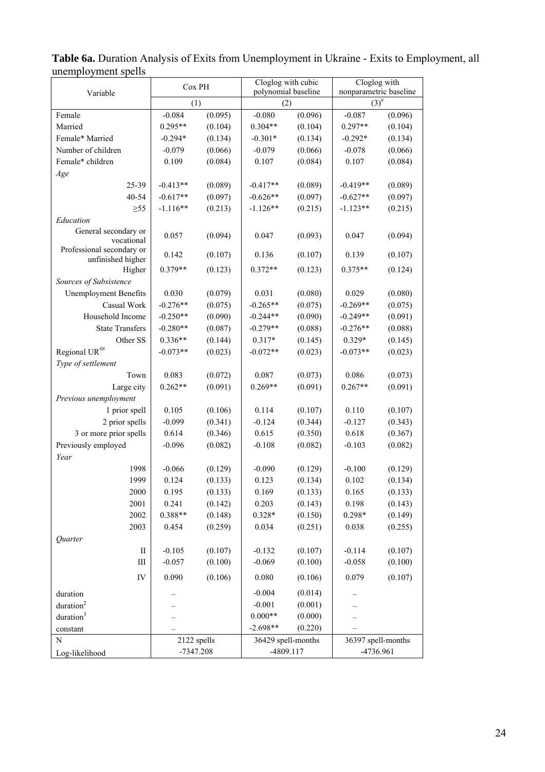**Table 6a.** Duration Analysis of Exits from Unemployment in Ukraine - Exits to Employment, all unemployment spells

| Variable | Cox PH | | Cloglog with cubic polynomial baseline | | Cloglog with nonparametric baseline | |
|---|---|---|---|---|---|---|
| | (1) | | (2) | | (3)[#] | |
| Female | -0.084 | (0.095) | -0.080 | (0.096) | -0.087 | (0.096) |
| Married | 0.295** | (0.104) | 0.304** | (0.104) | 0.297** | (0.104) |
| Female* Married | -0.294* | (0.134) | -0.301* | (0.134) | -0.292* | (0.134) |
| Number of children | -0.079 | (0.066) | -0.079 | (0.066) | -0.078 | (0.066) |
| Female* children | 0.109 | (0.084) | 0.107 | (0.084) | 0.107 | (0.084) |
| *Age* | | | | | | |
| 25-39 | -0.413** | (0.089) | -0.417** | (0.089) | -0.419** | (0.089) |
| 40-54 | -0.617** | (0.097) | -0.626** | (0.097) | -0.627** | (0.097) |
| ≥55 | -1.116** | (0.213) | -1.126** | (0.215) | -1.123** | (0.215) |
| *Education* | | | | | | |
| General secondary or vocational | 0.057 | (0.094) | 0.047 | (0.093) | 0.047 | (0.094) |
| Professional secondary or unfinished higher | 0.142 | (0.107) | 0.136 | (0.107) | 0.139 | (0.107) |
| Higher | 0.379** | (0.123) | 0.372** | (0.123) | 0.375** | (0.124) |
| *Sources of Subsistence* | | | | | | |
| Unemployment Benefits | 0.030 | (0.079) | 0.031 | (0.080) | 0.029 | (0.080) |
| Casual Work | -0.276** | (0.075) | -0.265** | (0.075) | -0.269** | (0.075) |
| Household Income | -0.250** | (0.090) | -0.244** | (0.090) | -0.249** | (0.091) |
| State Transfers | -0.280** | (0.087) | -0.279** | (0.088) | -0.276** | (0.088) |
| Other SS | 0.336** | (0.144) | 0.317* | (0.145) | 0.329* | (0.145) |
| Regional UR[##] | -0.073** | (0.023) | -0.072** | (0.023) | -0.073** | (0.023) |
| *Type of settlement* | | | | | | |
| Town | 0.083 | (0.072) | 0.087 | (0.073) | 0.086 | (0.073) |
| Large city | 0.262** | (0.091) | 0.269** | (0.091) | 0.267** | (0.091) |
| *Previous unemployment* | | | | | | |
| 1 prior spell | 0.105 | (0.106) | 0.114 | (0.107) | 0.110 | (0.107) |
| 2 prior spells | -0.099 | (0.341) | -0.124 | (0.344) | -0.127 | (0.343) |
| 3 or more prior spells | 0.614 | (0.346) | 0.615 | (0.350) | 0.618 | (0.367) |
| Previously employed | -0.096 | (0.082) | -0.108 | (0.082) | -0.103 | (0.082) |
| *Year* | | | | | | |
| 1998 | -0.066 | (0.129) | -0.090 | (0.129) | -0.100 | (0.129) |
| 1999 | 0.124 | (0.133) | 0.123 | (0.134) | 0.102 | (0.134) |
| 2000 | 0.195 | (0.133) | 0.169 | (0.133) | 0.165 | (0.133) |
| 2001 | 0.241 | (0.142) | 0.203 | (0.143) | 0.198 | (0.143) |
| 2002 | 0.388** | (0.148) | 0.328* | (0.150) | 0.298* | (0.149) |
| 2003 | 0.454 | (0.259) | 0.034 | (0.251) | 0.038 | (0.255) |
| *Quarter* | | | | | | |
| II | -0.105 | (0.107) | -0.132 | (0.107) | -0.114 | (0.107) |
| III | -0.057 | (0.100) | -0.069 | (0.100) | -0.058 | (0.100) |
| IV | 0.090 | (0.106) | 0.080 | (0.106) | 0.079 | (0.107) |
| duration | – | | -0.004 | (0.014) | – | |
| duration$^2$ | – | | -0.001 | (0.001) | – | |
| duration$^3$ | – | | 0.000** | (0.000) | – | |
| constant | – | | -2.698** | (0.220) | – | |
| N | 2122 spells | | 36429 spell-months | | 36397 spell-months | |
| Log-likelihood | -7347.208 | | -4809.117 | | -4736.961 | |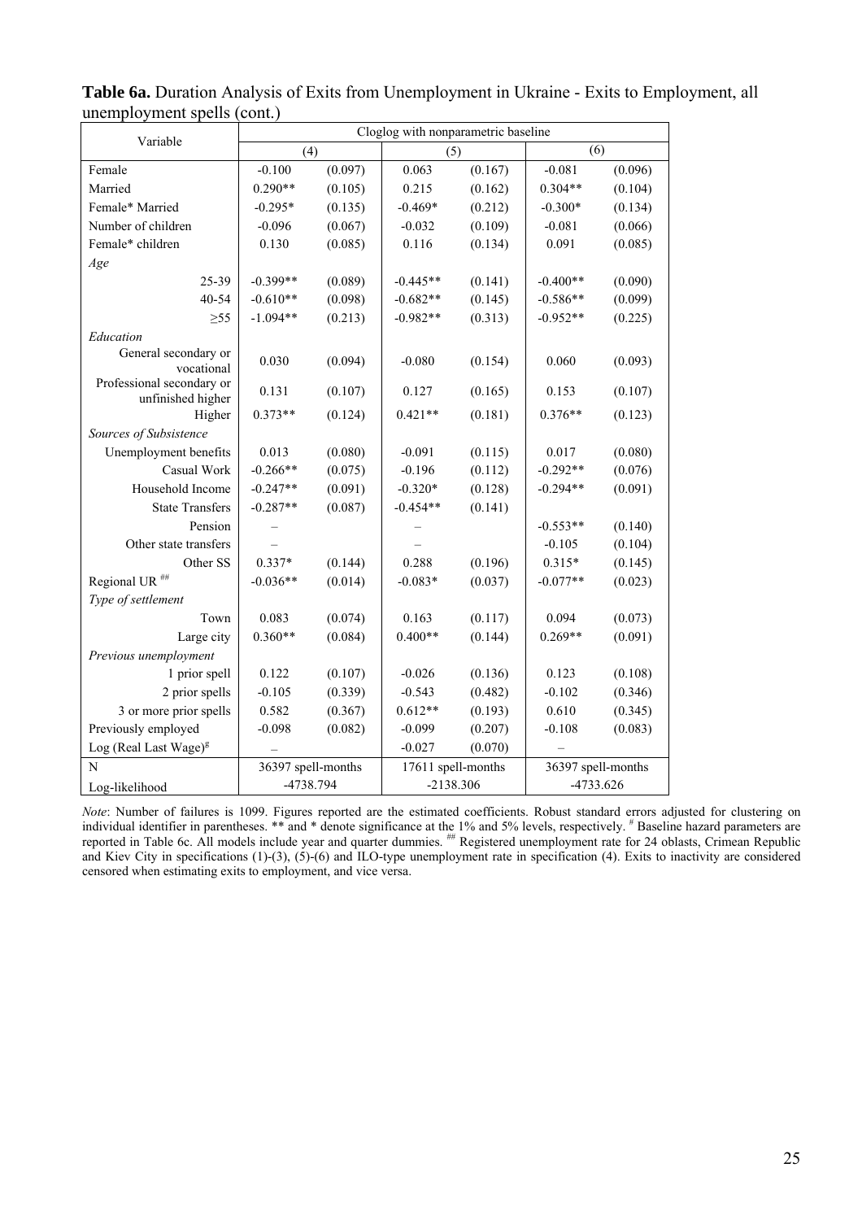**Table 6a.** Duration Analysis of Exits from Unemployment in Ukraine - Exits to Employment, all unemployment spells (cont.)

| Variable | Cloglog with nonparametric baseline | | | | | |
|---|---|---|---|---|---|---|
| | (4) | | (5) | | (6) | |
| Female | -0.100 | (0.097) | 0.063 | (0.167) | -0.081 | (0.096) |
| Married | 0.290** | (0.105) | 0.215 | (0.162) | 0.304** | (0.104) |
| Female* Married | -0.295* | (0.135) | -0.469* | (0.212) | -0.300* | (0.134) |
| Number of children | -0.096 | (0.067) | -0.032 | (0.109) | -0.081 | (0.066) |
| Female* children | 0.130 | (0.085) | 0.116 | (0.134) | 0.091 | (0.085) |
| *Age* | | | | | | |
| 25-39 | -0.399** | (0.089) | -0.445** | (0.141) | -0.400** | (0.090) |
| 40-54 | -0.610** | (0.098) | -0.682** | (0.145) | -0.586** | (0.099) |
| ≥55 | -1.094** | (0.213) | -0.982** | (0.313) | -0.952** | (0.225) |
| *Education* | | | | | | |
| General secondary or vocational | 0.030 | (0.094) | -0.080 | (0.154) | 0.060 | (0.093) |
| Professional secondary or unfinished higher | 0.131 | (0.107) | 0.127 | (0.165) | 0.153 | (0.107) |
| Higher | 0.373** | (0.124) | 0.421** | (0.181) | 0.376** | (0.123) |
| *Sources of Subsistence* | | | | | | |
| Unemployment benefits | 0.013 | (0.080) | -0.091 | (0.115) | 0.017 | (0.080) |
| Casual Work | -0.266** | (0.075) | -0.196 | (0.112) | -0.292** | (0.076) |
| Household Income | -0.247** | (0.091) | -0.320* | (0.128) | -0.294** | (0.091) |
| State Transfers | -0.287** | (0.087) | -0.454** | (0.141) | | |
| Pension | – | | – | | -0.553** | (0.140) |
| Other state transfers | – | | – | | -0.105 | (0.104) |
| Other SS | 0.337* | (0.144) | 0.288 | (0.196) | 0.315* | (0.145) |
| Regional UR [##] | -0.036** | (0.014) | -0.083* | (0.037) | -0.077** | (0.023) |
| *Type of settlement* | | | | | | |
| Town | 0.083 | (0.074) | 0.163 | (0.117) | 0.094 | (0.073) |
| Large city | 0.360** | (0.084) | 0.400** | (0.144) | 0.269** | (0.091) |
| *Previous unemployment* | | | | | | |
| 1 prior spell | 0.122 | (0.107) | -0.026 | (0.136) | 0.123 | (0.108) |
| 2 prior spells | -0.105 | (0.339) | -0.543 | (0.482) | -0.102 | (0.346) |
| 3 or more prior spells | 0.582 | (0.367) | 0.612** | (0.193) | 0.610 | (0.345) |
| Previously employed | -0.098 | (0.082) | -0.099 | (0.207) | -0.108 | (0.083) |
| Log (Real Last Wage)[g] | – | | -0.027 | (0.070) | – | |
| N | 36397 spell-months | | 17611 spell-months | | 36397 spell-months | |
| Log-likelihood | -4738.794 | | -2138.306 | | -4733.626 | |

*Note*: Number of failures is 1099. Figures reported are the estimated coefficients. Robust standard errors adjusted for clustering on individual identifier in parentheses. ** and * denote significance at the 1% and 5% levels, respectively. [#] Baseline hazard parameters are reported in Table 6c. All models include year and quarter dummies. [##] Registered unemployment rate for 24 oblasts, Crimean Republic and Kiev City in specifications (1)-(3), (5)-(6) and ILO-type unemployment rate in specification (4). Exits to inactivity are considered censored when estimating exits to employment, and vice versa.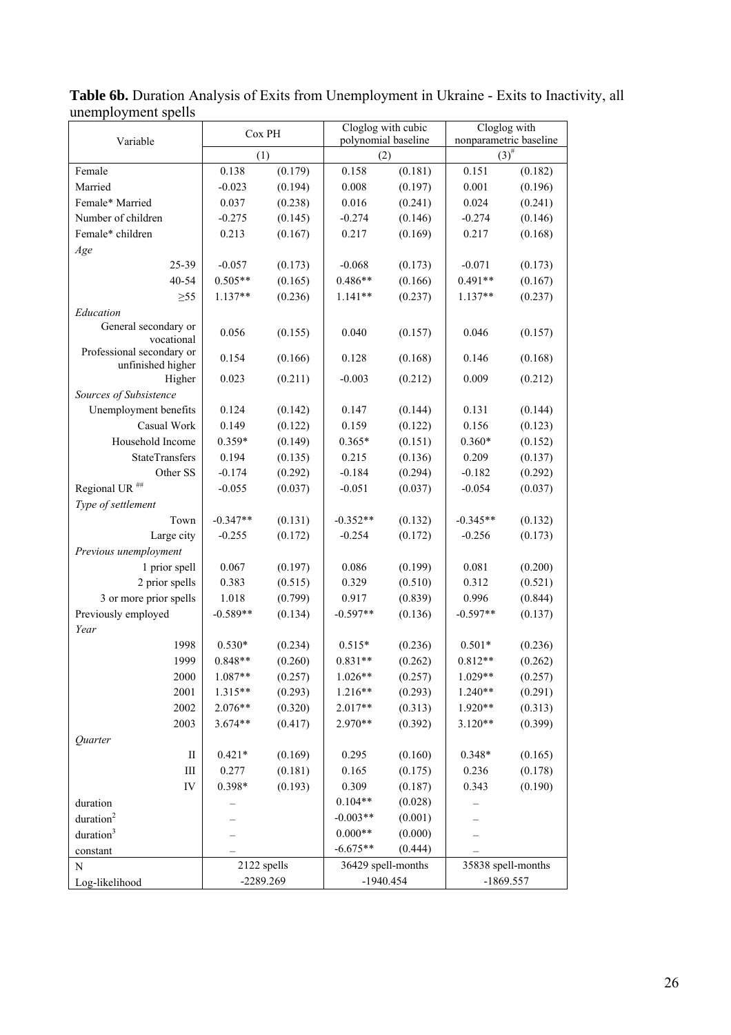**Table 6b.** Duration Analysis of Exits from Unemployment in Ukraine - Exits to Inactivity, all unemployment spells

| Variable | Cox PH | | Cloglog with cubic polynomial baseline | | Cloglog with nonparametric baseline | |
|---|---|---|---|---|---|---|
| | (1) | | (2) | | $(3)^{\#}$ | |
| Female | 0.138 | (0.179) | 0.158 | (0.181) | 0.151 | (0.182) |
| Married | -0.023 | (0.194) | 0.008 | (0.197) | 0.001 | (0.196) |
| Female* Married | 0.037 | (0.238) | 0.016 | (0.241) | 0.024 | (0.241) |
| Number of children | -0.275 | (0.145) | -0.274 | (0.146) | -0.274 | (0.146) |
| Female* children | 0.213 | (0.167) | 0.217 | (0.169) | 0.217 | (0.168) |
| *Age* | | | | | | |
| 25-39 | -0.057 | (0.173) | -0.068 | (0.173) | -0.071 | (0.173) |
| 40-54 | 0.505** | (0.165) | 0.486** | (0.166) | 0.491** | (0.167) |
| ≥55 | 1.137** | (0.236) | 1.141** | (0.237) | 1.137** | (0.237) |
| *Education* | | | | | | |
| General secondary or vocational | 0.056 | (0.155) | 0.040 | (0.157) | 0.046 | (0.157) |
| Professional secondary or unfinished higher | 0.154 | (0.166) | 0.128 | (0.168) | 0.146 | (0.168) |
| Higher | 0.023 | (0.211) | -0.003 | (0.212) | 0.009 | (0.212) |
| *Sources of Subsistence* | | | | | | |
| Unemployment benefits | 0.124 | (0.142) | 0.147 | (0.144) | 0.131 | (0.144) |
| Casual Work | 0.149 | (0.122) | 0.159 | (0.122) | 0.156 | (0.123) |
| Household Income | 0.359* | (0.149) | 0.365* | (0.151) | 0.360* | (0.152) |
| StateTransfers | 0.194 | (0.135) | 0.215 | (0.136) | 0.209 | (0.137) |
| Other SS | -0.174 | (0.292) | -0.184 | (0.294) | -0.182 | (0.292) |
| Regional UR ## | -0.055 | (0.037) | -0.051 | (0.037) | -0.054 | (0.037) |
| *Type of settlement* | | | | | | |
| Town | -0.347** | (0.131) | -0.352** | (0.132) | -0.345** | (0.132) |
| Large city | -0.255 | (0.172) | -0.254 | (0.172) | -0.256 | (0.173) |
| *Previous unemployment* | | | | | | |
| 1 prior spell | 0.067 | (0.197) | 0.086 | (0.199) | 0.081 | (0.200) |
| 2 prior spells | 0.383 | (0.515) | 0.329 | (0.510) | 0.312 | (0.521) |
| 3 or more prior spells | 1.018 | (0.799) | 0.917 | (0.839) | 0.996 | (0.844) |
| Previously employed | -0.589** | (0.134) | -0.597** | (0.136) | -0.597** | (0.137) |
| *Year* | | | | | | |
| 1998 | 0.530* | (0.234) | 0.515* | (0.236) | 0.501* | (0.236) |
| 1999 | 0.848** | (0.260) | 0.831** | (0.262) | 0.812** | (0.262) |
| 2000 | 1.087** | (0.257) | 1.026** | (0.257) | 1.029** | (0.257) |
| 2001 | 1.315** | (0.293) | 1.216** | (0.293) | 1.240** | (0.291) |
| 2002 | 2.076** | (0.320) | 2.017** | (0.313) | 1.920** | (0.313) |
| 2003 | 3.674** | (0.417) | 2.970** | (0.392) | 3.120** | (0.399) |
| *Quarter* | | | | | | |
| II | 0.421* | (0.169) | 0.295 | (0.160) | 0.348* | (0.165) |
| III | 0.277 | (0.181) | 0.165 | (0.175) | 0.236 | (0.178) |
| IV | 0.398* | (0.193) | 0.309 | (0.187) | 0.343 | (0.190) |
| duration | – | | 0.104** | (0.028) | – | |
| $\text{duration}^2$ | – | | -0.003** | (0.001) | – | |
| $\text{duration}^3$ | – | | 0.000** | (0.000) | – | |
| constant | – | | -6.675** | (0.444) | – | |
| N | 2122 spells | | 36429 spell-months | | 35838 spell-months | |
| Log-likelihood | -2289.269 | | -1940.454 | | -1869.557 | |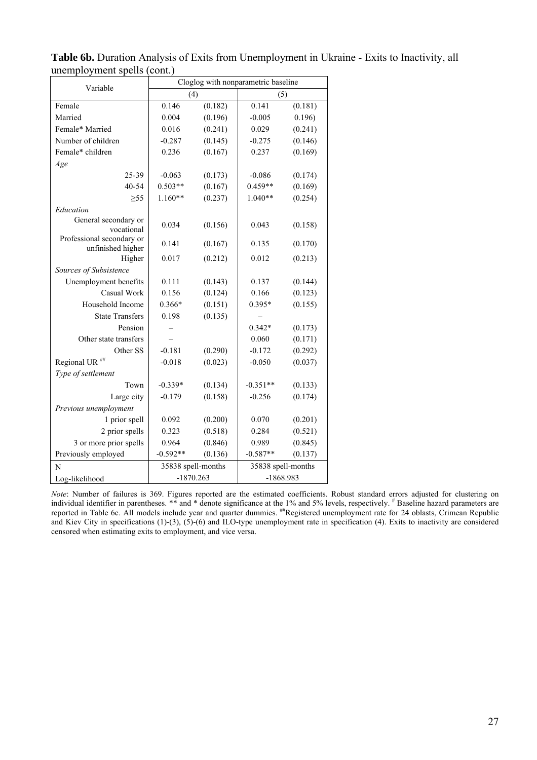**Table 6b.** Duration Analysis of Exits from Unemployment in Ukraine - Exits to Inactivity, all unemployment spells (cont.)

| Variable | Cloglog with nonparametric baseline | | | |
|---|---|---|---|---|
| | (4) | | (5) | |
| Female | 0.146 | (0.182) | 0.141 | (0.181) |
| Married | 0.004 | (0.196) | -0.005 | 0.196) |
| Female* Married | 0.016 | (0.241) | 0.029 | (0.241) |
| Number of children | -0.287 | (0.145) | -0.275 | (0.146) |
| Female* children | 0.236 | (0.167) | 0.237 | (0.169) |
| *Age* | | | | |
| 25-39 | -0.063 | (0.173) | -0.086 | (0.174) |
| 40-54 | 0.503** | (0.167) | 0.459** | (0.169) |
| ≥55 | 1.160** | (0.237) | 1.040** | (0.254) |
| *Education* | | | | |
| General secondary or vocational | 0.034 | (0.156) | 0.043 | (0.158) |
| Professional secondary or unfinished higher | 0.141 | (0.167) | 0.135 | (0.170) |
| Higher | 0.017 | (0.212) | 0.012 | (0.213) |
| *Sources of Subsistence* | | | | |
| Unemployment benefits | 0.111 | (0.143) | 0.137 | (0.144) |
| Casual Work | 0.156 | (0.124) | 0.166 | (0.123) |
| Household Income | 0.366* | (0.151) | 0.395* | (0.155) |
| State Transfers | 0.198 | (0.135) | – | |
| Pension | – | | 0.342* | (0.173) |
| Other state transfers | – | | 0.060 | (0.171) |
| Other SS | -0.181 | (0.290) | -0.172 | (0.292) |
| Regional UR ## | -0.018 | (0.023) | -0.050 | (0.037) |
| *Type of settlement* | | | | |
| Town | -0.339* | (0.134) | -0.351** | (0.133) |
| Large city | -0.179 | (0.158) | -0.256 | (0.174) |
| *Previous unemployment* | | | | |
| 1 prior spell | 0.092 | (0.200) | 0.070 | (0.201) |
| 2 prior spells | 0.323 | (0.518) | 0.284 | (0.521) |
| 3 or more prior spells | 0.964 | (0.846) | 0.989 | (0.845) |
| Previously employed | -0.592** | (0.136) | -0.587** | (0.137) |
| N | 35838 spell-months | | 35838 spell-months | |
| Log-likelihood | -1870.263 | | -1868.983 | |

*Note*: Number of failures is 369. Figures reported are the estimated coefficients. Robust standard errors adjusted for clustering on individual identifier in parentheses. ** and * denote significance at the 1% and 5% levels, respectively. # Baseline hazard parameters are reported in Table 6c. All models include year and quarter dummies. ##Registered unemployment rate for 24 oblasts, Crimean Republic and Kiev City in specifications (1)-(3), (5)-(6) and ILO-type unemployment rate in specification (4). Exits to inactivity are considered censored when estimating exits to employment, and vice versa.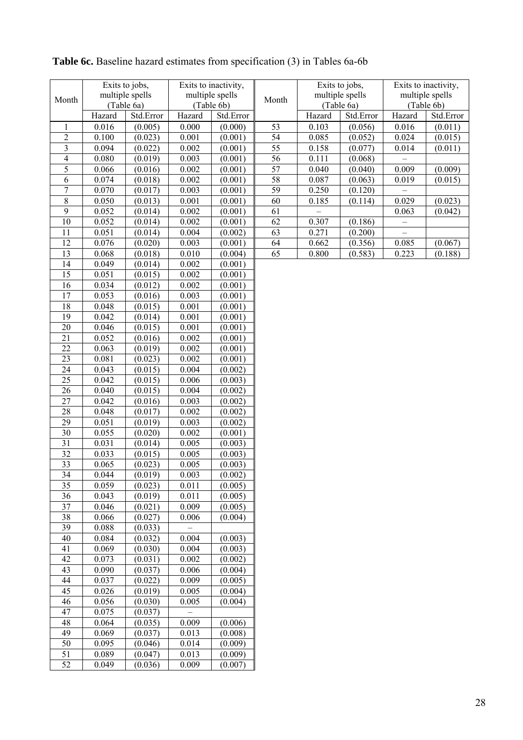**Table 6c.** Baseline hazard estimates from specification (3) in Tables 6a-6b

| Month | Exits to jobs, multiple spells (Table 6a) | | Exits to inactivity, multiple spells (Table 6b) | | Month | Exits to jobs, multiple spells (Table 6a) | | Exits to inactivity, multiple spells (Table 6b) | |
|---|---|---|---|---|---|---|---|---|---|
| | Hazard | Std.Error | Hazard | Std.Error | | Hazard | Std.Error | Hazard | Std.Error |
| 1 | 0.016 | (0.005) | 0.000 | (0.000) | 53 | 0.103 | (0.056) | 0.016 | (0.011) |
| 2 | 0.100 | (0.023) | 0.001 | (0.001) | 54 | 0.085 | (0.052) | 0.024 | (0.015) |
| 3 | 0.094 | (0.022) | 0.002 | (0.001) | 55 | 0.158 | (0.077) | 0.014 | (0.011) |
| 4 | 0.080 | (0.019) | 0.003 | (0.001) | 56 | 0.111 | (0.068) | – | |
| 5 | 0.066 | (0.016) | 0.002 | (0.001) | 57 | 0.040 | (0.040) | 0.009 | (0.009) |
| 6 | 0.074 | (0.018) | 0.002 | (0.001) | 58 | 0.087 | (0.063) | 0.019 | (0.015) |
| 7 | 0.070 | (0.017) | 0.003 | (0.001) | 59 | 0.250 | (0.120) | – | |
| 8 | 0.050 | (0.013) | 0.001 | (0.001) | 60 | 0.185 | (0.114) | 0.029 | (0.023) |
| 9 | 0.052 | (0.014) | 0.002 | (0.001) | 61 | – | | 0.063 | (0.042) |
| 10 | 0.052 | (0.014) | 0.002 | (0.001) | 62 | 0.307 | (0.186) | – | |
| 11 | 0.051 | (0.014) | 0.004 | (0.002) | 63 | 0.271 | (0.200) | – | |
| 12 | 0.076 | (0.020) | 0.003 | (0.001) | 64 | 0.662 | (0.356) | 0.085 | (0.067) |
| 13 | 0.068 | (0.018) | 0.010 | (0.004) | 65 | 0.800 | (0.583) | 0.223 | (0.188) |
| 14 | 0.049 | (0.014) | 0.002 | (0.001) | | | | | |
| 15 | 0.051 | (0.015) | 0.002 | (0.001) | | | | | |
| 16 | 0.034 | (0.012) | 0.002 | (0.001) | | | | | |
| 17 | 0.053 | (0.016) | 0.003 | (0.001) | | | | | |
| 18 | 0.048 | (0.015) | 0.001 | (0.001) | | | | | |
| 19 | 0.042 | (0.014) | 0.001 | (0.001) | | | | | |
| 20 | 0.046 | (0.015) | 0.001 | (0.001) | | | | | |
| 21 | 0.052 | (0.016) | 0.002 | (0.001) | | | | | |
| 22 | 0.063 | (0.019) | 0.002 | (0.001) | | | | | |
| 23 | 0.081 | (0.023) | 0.002 | (0.001) | | | | | |
| 24 | 0.043 | (0.015) | 0.004 | (0.002) | | | | | |
| 25 | 0.042 | (0.015) | 0.006 | (0.003) | | | | | |
| 26 | 0.040 | (0.015) | 0.004 | (0.002) | | | | | |
| 27 | 0.042 | (0.016) | 0.003 | (0.002) | | | | | |
| 28 | 0.048 | (0.017) | 0.002 | (0.002) | | | | | |
| 29 | 0.051 | (0.019) | 0.003 | (0.002) | | | | | |
| 30 | 0.055 | (0.020) | 0.002 | (0.001) | | | | | |
| 31 | 0.031 | (0.014) | 0.005 | (0.003) | | | | | |
| 32 | 0.033 | (0.015) | 0.005 | (0.003) | | | | | |
| 33 | 0.065 | (0.023) | 0.005 | (0.003) | | | | | |
| 34 | 0.044 | (0.019) | 0.003 | (0.002) | | | | | |
| 35 | 0.059 | (0.023) | 0.011 | (0.005) | | | | | |
| 36 | 0.043 | (0.019) | 0.011 | (0.005) | | | | | |
| 37 | 0.046 | (0.021) | 0.009 | (0.005) | | | | | |
| 38 | 0.066 | (0.027) | 0.006 | (0.004) | | | | | |
| 39 | 0.088 | (0.033) | – | | | | | | |
| 40 | 0.084 | (0.032) | 0.004 | (0.003) | | | | | |
| 41 | 0.069 | (0.030) | 0.004 | (0.003) | | | | | |
| 42 | 0.073 | (0.031) | 0.002 | (0.002) | | | | | |
| 43 | 0.090 | (0.037) | 0.006 | (0.004) | | | | | |
| 44 | 0.037 | (0.022) | 0.009 | (0.005) | | | | | |
| 45 | 0.026 | (0.019) | 0.005 | (0.004) | | | | | |
| 46 | 0.056 | (0.030) | 0.005 | (0.004) | | | | | |
| 47 | 0.075 | (0.037) | – | | | | | | |
| 48 | 0.064 | (0.035) | 0.009 | (0.006) | | | | | |
| 49 | 0.069 | (0.037) | 0.013 | (0.008) | | | | | |
| 50 | 0.095 | (0.046) | 0.014 | (0.009) | | | | | |
| 51 | 0.089 | (0.047) | 0.013 | (0.009) | | | | | |
| 52 | 0.049 | (0.036) | 0.009 | (0.007) | | | | | |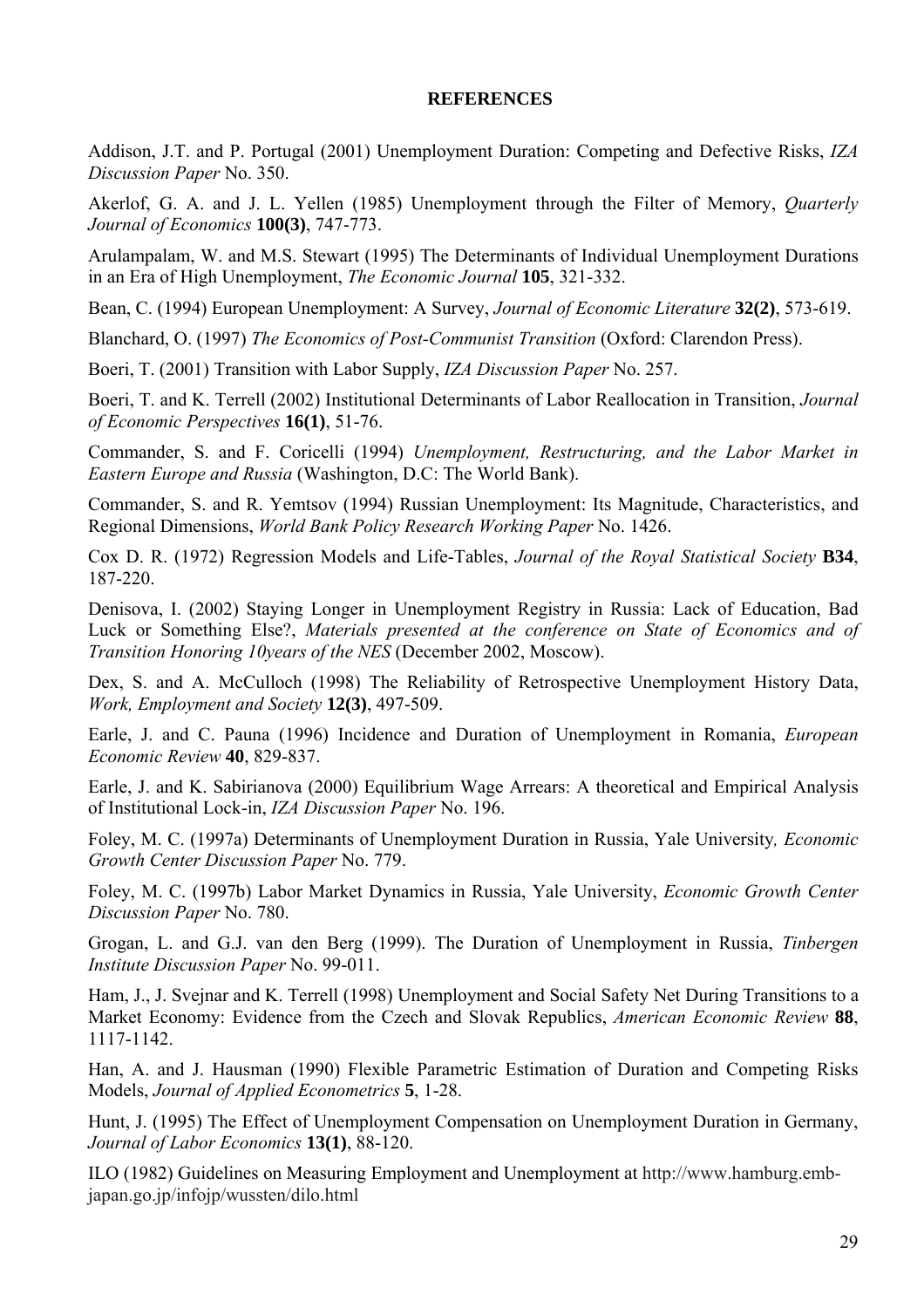## REFERENCES

Addison, J.T. and P. Portugal (2001) Unemployment Duration: Competing and Defective Risks, *IZA Discussion Paper* No. 350.

Akerlof, G. A. and J. L. Yellen (1985) Unemployment through the Filter of Memory, *Quarterly Journal of Economics* **100(3)**, 747-773.

Arulampalam, W. and M.S. Stewart (1995) The Determinants of Individual Unemployment Durations in an Era of High Unemployment, *The Economic Journal* **105**, 321-332.

Bean, C. (1994) European Unemployment: A Survey, *Journal of Economic Literature* **32(2)**, 573-619.

Blanchard, O. (1997) *The Economics of Post-Communist Transition* (Oxford: Clarendon Press).

Boeri, T. (2001) Transition with Labor Supply, *IZA Discussion Paper* No. 257.

Boeri, T. and K. Terrell (2002) Institutional Determinants of Labor Reallocation in Transition, *Journal of Economic Perspectives* **16(1)**, 51-76.

Commander, S. and F. Coricelli (1994) *Unemployment, Restructuring, and the Labor Market in Eastern Europe and Russia* (Washington, D.C: The World Bank).

Commander, S. and R. Yemtsov (1994) Russian Unemployment: Its Magnitude, Characteristics, and Regional Dimensions, *World Bank Policy Research Working Paper* No. 1426.

Cox D. R. (1972) Regression Models and Life-Tables, *Journal of the Royal Statistical Society* **B34**, 187-220.

Denisova, I. (2002) Staying Longer in Unemployment Registry in Russia: Lack of Education, Bad Luck or Something Else?, *Materials presented at the conference on State of Economics and of Transition Honoring 10years of the NES* (December 2002, Moscow).

Dex, S. and A. McCulloch (1998) The Reliability of Retrospective Unemployment History Data, *Work, Employment and Society* **12(3)**, 497-509.

Earle, J. and C. Pauna (1996) Incidence and Duration of Unemployment in Romania, *European Economic Review* **40**, 829-837.

Earle, J. and K. Sabirianova (2000) Equilibrium Wage Arrears: A theoretical and Empirical Analysis of Institutional Lock-in, *IZA Discussion Paper* No. 196.

Foley, M. C. (1997a) Determinants of Unemployment Duration in Russia, Yale University*, Economic Growth Center Discussion Paper* No. 779.

Foley, M. C. (1997b) Labor Market Dynamics in Russia, Yale University, *Economic Growth Center Discussion Paper* No. 780.

Grogan, L. and G.J. van den Berg (1999). The Duration of Unemployment in Russia, *Tinbergen Institute Discussion Paper* No. 99-011.

Ham, J., J. Svejnar and K. Terrell (1998) Unemployment and Social Safety Net During Transitions to a Market Economy: Evidence from the Czech and Slovak Republics, *American Economic Review* **88**, 1117-1142.

Han, A. and J. Hausman (1990) Flexible Parametric Estimation of Duration and Competing Risks Models, *Journal of Applied Econometrics* **5**, 1-28.

Hunt, J. (1995) The Effect of Unemployment Compensation on Unemployment Duration in Germany, *Journal of Labor Economics* **13(1)**, 88-120.

ILO (1982) Guidelines on Measuring Employment and Unemployment at http://www.hamburg.emb-japan.go.jp/infojp/wussten/dilo.html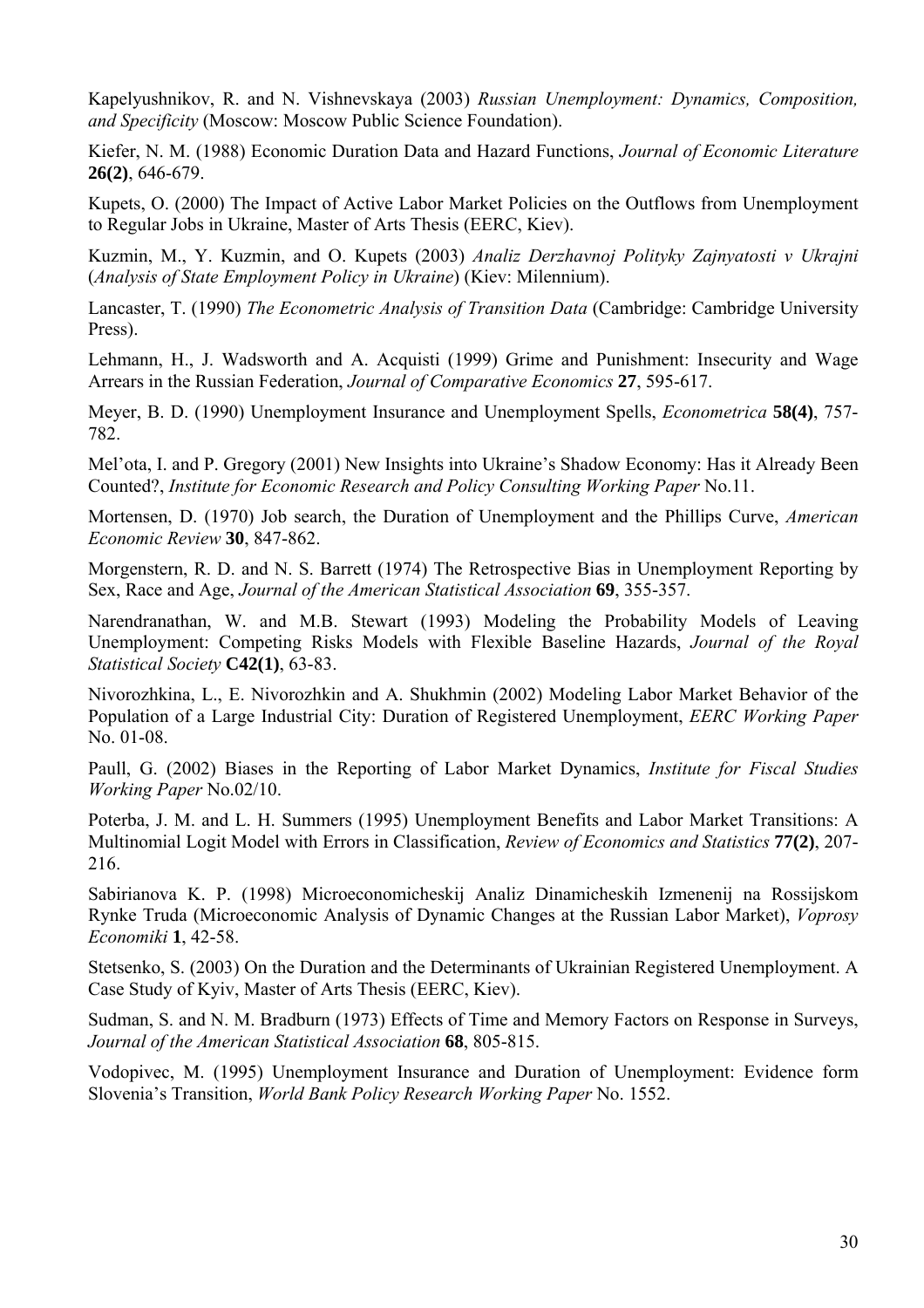Kapelyushnikov, R. and N. Vishnevskaya (2003) *Russian Unemployment: Dynamics, Composition, and Specificity* (Moscow: Moscow Public Science Foundation).

Kiefer, N. M. (1988) Economic Duration Data and Hazard Functions, *Journal of Economic Literature* **26(2)**, 646-679.

Kupets, O. (2000) The Impact of Active Labor Market Policies on the Outflows from Unemployment to Regular Jobs in Ukraine, Master of Arts Thesis (EERC, Kiev).

Kuzmin, M., Y. Kuzmin, and O. Kupets (2003) *Analiz Derzhavnoj Polityky Zajnyatosti v Ukrajni* (*Analysis of State Employment Policy in Ukraine*) (Kiev: Milennium).

Lancaster, T. (1990) *The Econometric Analysis of Transition Data* (Cambridge: Cambridge University Press).

Lehmann, H., J. Wadsworth and A. Acquisti (1999) Grime and Punishment: Insecurity and Wage Arrears in the Russian Federation, *Journal of Comparative Economics* **27**, 595-617.

Meyer, B. D. (1990) Unemployment Insurance and Unemployment Spells, *Econometrica* **58(4)**, 757-782.

Mel'ota, I. and P. Gregory (2001) New Insights into Ukraine's Shadow Economy: Has it Already Been Counted?, *Institute for Economic Research and Policy Consulting Working Paper* No.11.

Mortensen, D. (1970) Job search, the Duration of Unemployment and the Phillips Curve, *American Economic Review* **30**, 847-862.

Morgenstern, R. D. and N. S. Barrett (1974) The Retrospective Bias in Unemployment Reporting by Sex, Race and Age, *Journal of the American Statistical Association* **69**, 355-357.

Narendranathan, W. and M.B. Stewart (1993) Modeling the Probability Models of Leaving Unemployment: Competing Risks Models with Flexible Baseline Hazards, *Journal of the Royal Statistical Society* **C42(1)**, 63-83.

Nivorozhkina, L., E. Nivorozhkin and A. Shukhmin (2002) Modeling Labor Market Behavior of the Population of a Large Industrial City: Duration of Registered Unemployment, *EERC Working Paper* No. 01-08.

Paull, G. (2002) Biases in the Reporting of Labor Market Dynamics, *Institute for Fiscal Studies Working Paper* No.02/10.

Poterba, J. M. and L. H. Summers (1995) Unemployment Benefits and Labor Market Transitions: A Multinomial Logit Model with Errors in Classification, *Review of Economics and Statistics* **77(2)**, 207-216.

Sabirianova K. P. (1998) Microeconomicheskij Analiz Dinamicheskih Izmenenij na Rossijskom Rynke Truda (Microeconomic Analysis of Dynamic Changes at the Russian Labor Market), *Voprosy Economiki* **1**, 42-58.

Stetsenko, S. (2003) On the Duration and the Determinants of Ukrainian Registered Unemployment. A Case Study of Kyiv, Master of Arts Thesis (EERC, Kiev).

Sudman, S. and N. M. Bradburn (1973) Effects of Time and Memory Factors on Response in Surveys, *Journal of the American Statistical Association* **68**, 805-815.

Vodopivec, M. (1995) Unemployment Insurance and Duration of Unemployment: Evidence form Slovenia's Transition, *World Bank Policy Research Working Paper* No. 1552.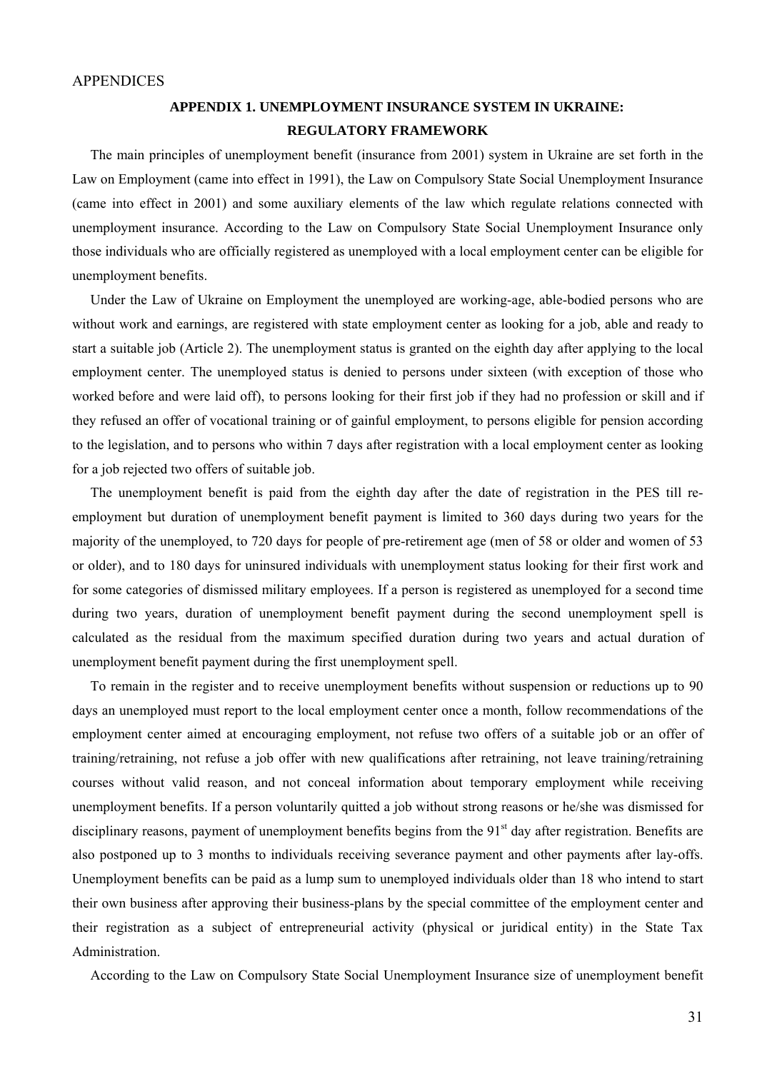# APPENDICES

## APPENDIX 1. UNEMPLOYMENT INSURANCE SYSTEM IN UKRAINE: REGULATORY FRAMEWORK

The main principles of unemployment benefit (insurance from 2001) system in Ukraine are set forth in the Law on Employment (came into effect in 1991), the Law on Compulsory State Social Unemployment Insurance (came into effect in 2001) and some auxiliary elements of the law which regulate relations connected with unemployment insurance. According to the Law on Compulsory State Social Unemployment Insurance only those individuals who are officially registered as unemployed with a local employment center can be eligible for unemployment benefits.

Under the Law of Ukraine on Employment the unemployed are working-age, able-bodied persons who are without work and earnings, are registered with state employment center as looking for a job, able and ready to start a suitable job (Article 2). The unemployment status is granted on the eighth day after applying to the local employment center. The unemployed status is denied to persons under sixteen (with exception of those who worked before and were laid off), to persons looking for their first job if they had no profession or skill and if they refused an offer of vocational training or of gainful employment, to persons eligible for pension according to the legislation, and to persons who within 7 days after registration with a local employment center as looking for a job rejected two offers of suitable job.

The unemployment benefit is paid from the eighth day after the date of registration in the PES till re-employment but duration of unemployment benefit payment is limited to 360 days during two years for the majority of the unemployed, to 720 days for people of pre-retirement age (men of 58 or older and women of 53 or older), and to 180 days for uninsured individuals with unemployment status looking for their first work and for some categories of dismissed military employees. If a person is registered as unemployed for a second time during two years, duration of unemployment benefit payment during the second unemployment spell is calculated as the residual from the maximum specified duration during two years and actual duration of unemployment benefit payment during the first unemployment spell.

To remain in the register and to receive unemployment benefits without suspension or reductions up to 90 days an unemployed must report to the local employment center once a month, follow recommendations of the employment center aimed at encouraging employment, not refuse two offers of a suitable job or an offer of training/retraining, not refuse a job offer with new qualifications after retraining, not leave training/retraining courses without valid reason, and not conceal information about temporary employment while receiving unemployment benefits. If a person voluntarily quitted a job without strong reasons or he/she was dismissed for disciplinary reasons, payment of unemployment benefits begins from the 91st day after registration. Benefits are also postponed up to 3 months to individuals receiving severance payment and other payments after lay-offs. Unemployment benefits can be paid as a lump sum to unemployed individuals older than 18 who intend to start their own business after approving their business-plans by the special committee of the employment center and their registration as a subject of entrepreneurial activity (physical or juridical entity) in the State Tax Administration.

According to the Law on Compulsory State Social Unemployment Insurance size of unemployment benefit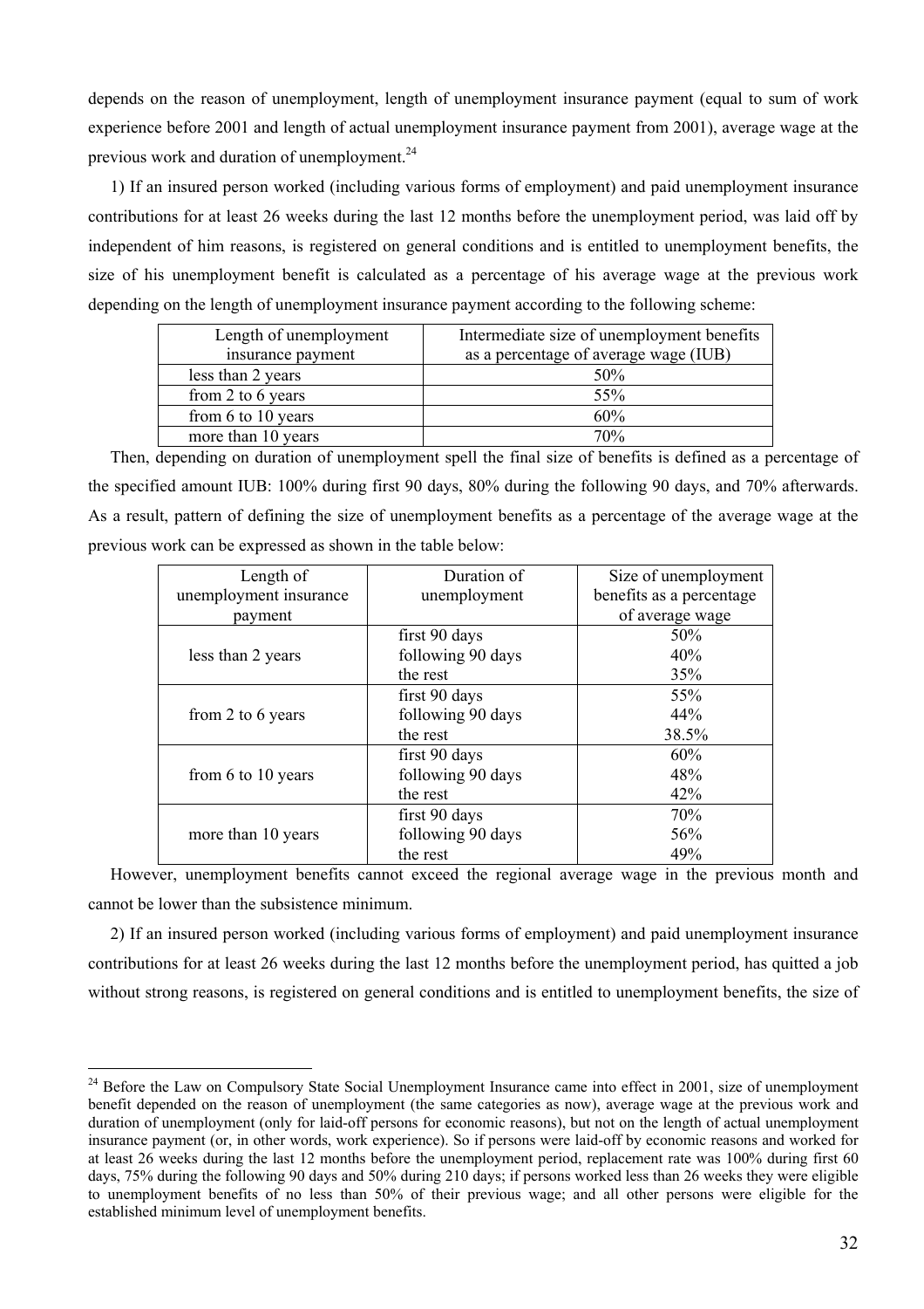depends on the reason of unemployment, length of unemployment insurance payment (equal to sum of work experience before 2001 and length of actual unemployment insurance payment from 2001), average wage at the previous work and duration of unemployment.[24]

1) If an insured person worked (including various forms of employment) and paid unemployment insurance contributions for at least 26 weeks during the last 12 months before the unemployment period, was laid off by independent of him reasons, is registered on general conditions and is entitled to unemployment benefits, the size of his unemployment benefit is calculated as a percentage of his average wage at the previous work depending on the length of unemployment insurance payment according to the following scheme:

| Length of unemployment insurance payment | Intermediate size of unemployment benefits as a percentage of average wage (IUB) |
|---|---|
| less than 2 years | 50% |
| from 2 to 6 years | 55% |
| from 6 to 10 years | 60% |
| more than 10 years | 70% |

Then, depending on duration of unemployment spell the final size of benefits is defined as a percentage of the specified amount IUB: 100% during first 90 days, 80% during the following 90 days, and 70% afterwards. As a result, pattern of defining the size of unemployment benefits as a percentage of the average wage at the previous work can be expressed as shown in the table below:

| Length of unemployment insurance payment | Duration of unemployment | Size of unemployment benefits as a percentage of average wage |
|---|---|---|
| less than 2 years | first 90 days | 50% |
| | following 90 days | 40% |
| | the rest | 35% |
| from 2 to 6 years | first 90 days | 55% |
| | following 90 days | 44% |
| | the rest | 38.5% |
| from 6 to 10 years | first 90 days | 60% |
| | following 90 days | 48% |
| | the rest | 42% |
| more than 10 years | first 90 days | 70% |
| | following 90 days | 56% |
| | the rest | 49% |

However, unemployment benefits cannot exceed the regional average wage in the previous month and cannot be lower than the subsistence minimum.

2) If an insured person worked (including various forms of employment) and paid unemployment insurance contributions for at least 26 weeks during the last 12 months before the unemployment period, has quitted a job without strong reasons, is registered on general conditions and is entitled to unemployment benefits, the size of

---

[24] Before the Law on Compulsory State Social Unemployment Insurance came into effect in 2001, size of unemployment benefit depended on the reason of unemployment (the same categories as now), average wage at the previous work and duration of unemployment (only for laid-off persons for economic reasons), but not on the length of actual unemployment insurance payment (or, in other words, work experience). So if persons were laid-off by economic reasons and worked for at least 26 weeks during the last 12 months before the unemployment period, replacement rate was 100% during first 60 days, 75% during the following 90 days and 50% during 210 days; if persons worked less than 26 weeks they were eligible to unemployment benefits of no less than 50% of their previous wage; and all other persons were eligible for the established minimum level of unemployment benefits.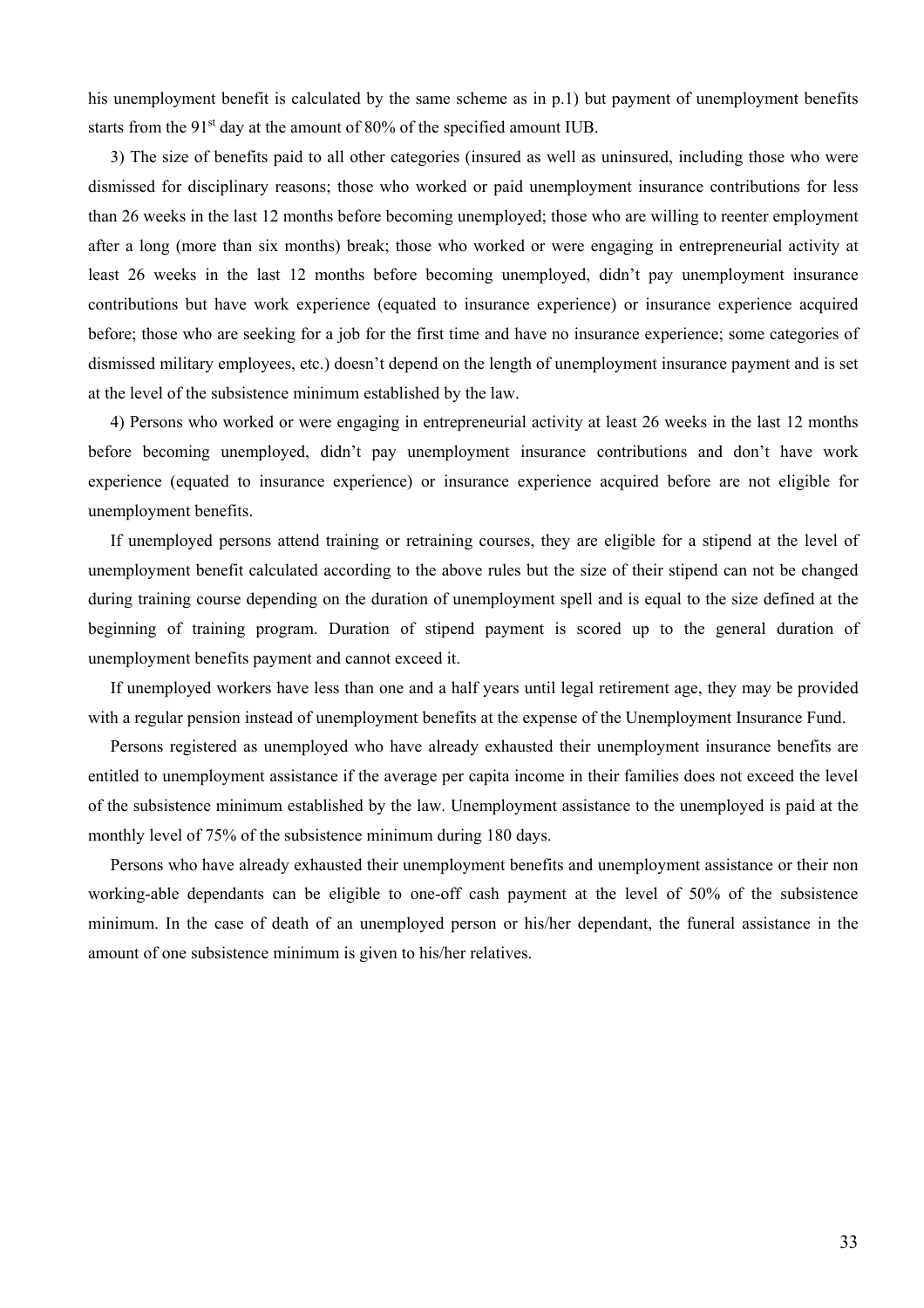his unemployment benefit is calculated by the same scheme as in p.1) but payment of unemployment benefits starts from the 91[st] day at the amount of 80% of the specified amount IUB.

3) The size of benefits paid to all other categories (insured as well as uninsured, including those who were dismissed for disciplinary reasons; those who worked or paid unemployment insurance contributions for less than 26 weeks in the last 12 months before becoming unemployed; those who are willing to reenter employment after a long (more than six months) break; those who worked or were engaging in entrepreneurial activity at least 26 weeks in the last 12 months before becoming unemployed, didn't pay unemployment insurance contributions but have work experience (equated to insurance experience) or insurance experience acquired before; those who are seeking for a job for the first time and have no insurance experience; some categories of dismissed military employees, etc.) doesn't depend on the length of unemployment insurance payment and is set at the level of the subsistence minimum established by the law.

4) Persons who worked or were engaging in entrepreneurial activity at least 26 weeks in the last 12 months before becoming unemployed, didn't pay unemployment insurance contributions and don't have work experience (equated to insurance experience) or insurance experience acquired before are not eligible for unemployment benefits.

If unemployed persons attend training or retraining courses, they are eligible for a stipend at the level of unemployment benefit calculated according to the above rules but the size of their stipend can not be changed during training course depending on the duration of unemployment spell and is equal to the size defined at the beginning of training program. Duration of stipend payment is scored up to the general duration of unemployment benefits payment and cannot exceed it.

If unemployed workers have less than one and a half years until legal retirement age, they may be provided with a regular pension instead of unemployment benefits at the expense of the Unemployment Insurance Fund.

Persons registered as unemployed who have already exhausted their unemployment insurance benefits are entitled to unemployment assistance if the average per capita income in their families does not exceed the level of the subsistence minimum established by the law. Unemployment assistance to the unemployed is paid at the monthly level of 75% of the subsistence minimum during 180 days.

Persons who have already exhausted their unemployment benefits and unemployment assistance or their non working-able dependants can be eligible to one-off cash payment at the level of 50% of the subsistence minimum. In the case of death of an unemployed person or his/her dependant, the funeral assistance in the amount of one subsistence minimum is given to his/her relatives.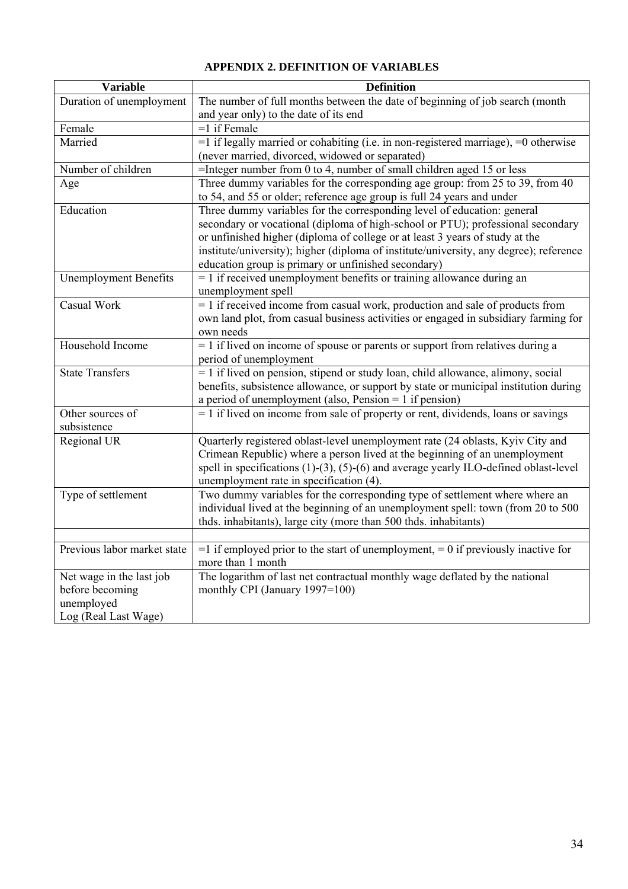**APPENDIX 2. DEFINITION OF VARIABLES**

| Variable | Definition |
|---|---|
| Duration of unemployment | The number of full months between the date of beginning of job search (month and year only) to the date of its end |
| Female | =1 if Female |
| Married | =1 if legally married or cohabiting (i.e. in non-registered marriage), =0 otherwise (never married, divorced, widowed or separated) |
| Number of children | =Integer number from 0 to 4, number of small children aged 15 or less |
| Age | Three dummy variables for the corresponding age group: from 25 to 39, from 40 to 54, and 55 or older; reference age group is full 24 years and under |
| Education | Three dummy variables for the corresponding level of education: general secondary or vocational (diploma of high-school or PTU); professional secondary or unfinished higher (diploma of college or at least 3 years of study at the institute/university); higher (diploma of institute/university, any degree); reference education group is primary or unfinished secondary) |
| Unemployment Benefits | = 1 if received unemployment benefits or training allowance during an unemployment spell |
| Casual Work | = 1 if received income from casual work, production and sale of products from own land plot, from casual business activities or engaged in subsidiary farming for own needs |
| Household Income | = 1 if lived on income of spouse or parents or support from relatives during a period of unemployment |
| State Transfers | = 1 if lived on pension, stipend or study loan, child allowance, alimony, social benefits, subsistence allowance, or support by state or municipal institution during a period of unemployment (also, Pension = 1 if pension) |
| Other sources of subsistence | = 1 if lived on income from sale of property or rent, dividends, loans or savings |
| Regional UR | Quarterly registered oblast-level unemployment rate (24 oblasts, Kyiv City and Crimean Republic) where a person lived at the beginning of an unemployment spell in specifications (1)-(3), (5)-(6) and average yearly ILO-defined oblast-level unemployment rate in specification (4). |
| Type of settlement | Two dummy variables for the corresponding type of settlement where where an individual lived at the beginning of an unemployment spell: town (from 20 to 500 thds. inhabitants), large city (more than 500 thds. inhabitants) |
| | |
| Previous labor market state | =1 if employed prior to the start of unemployment, = 0 if previously inactive for more than 1 month |
| Net wage in the last job before becoming unemployed Log (Real Last Wage) | The logarithm of last net contractual monthly wage deflated by the national monthly CPI (January 1997=100) |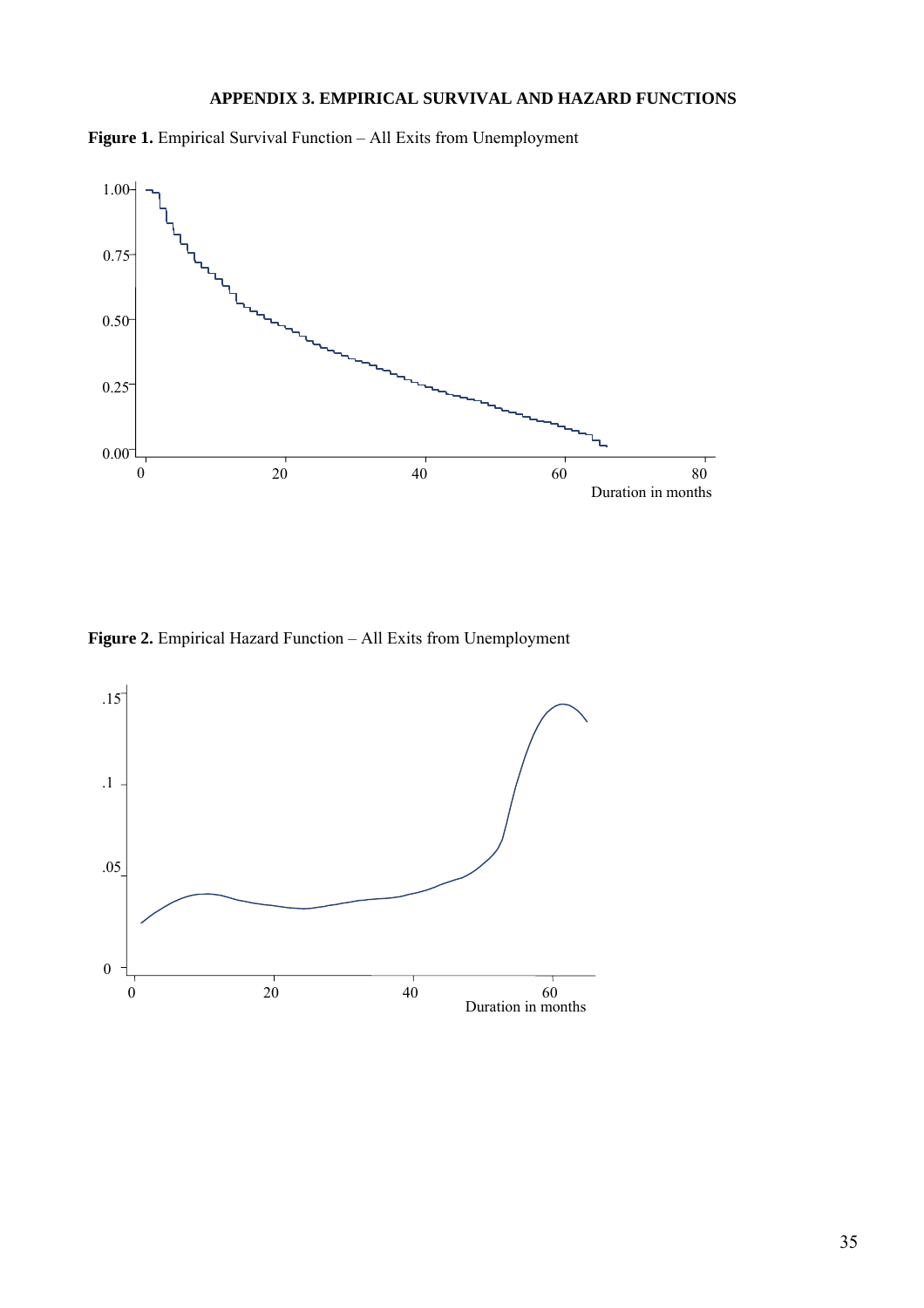## APPENDIX 3. EMPIRICAL SURVIVAL AND HAZARD FUNCTIONS

**Figure 1.** Empirical Survival Function – All Exits from Unemployment

**Figure 2.** Empirical Hazard Function – All Exits from Unemployment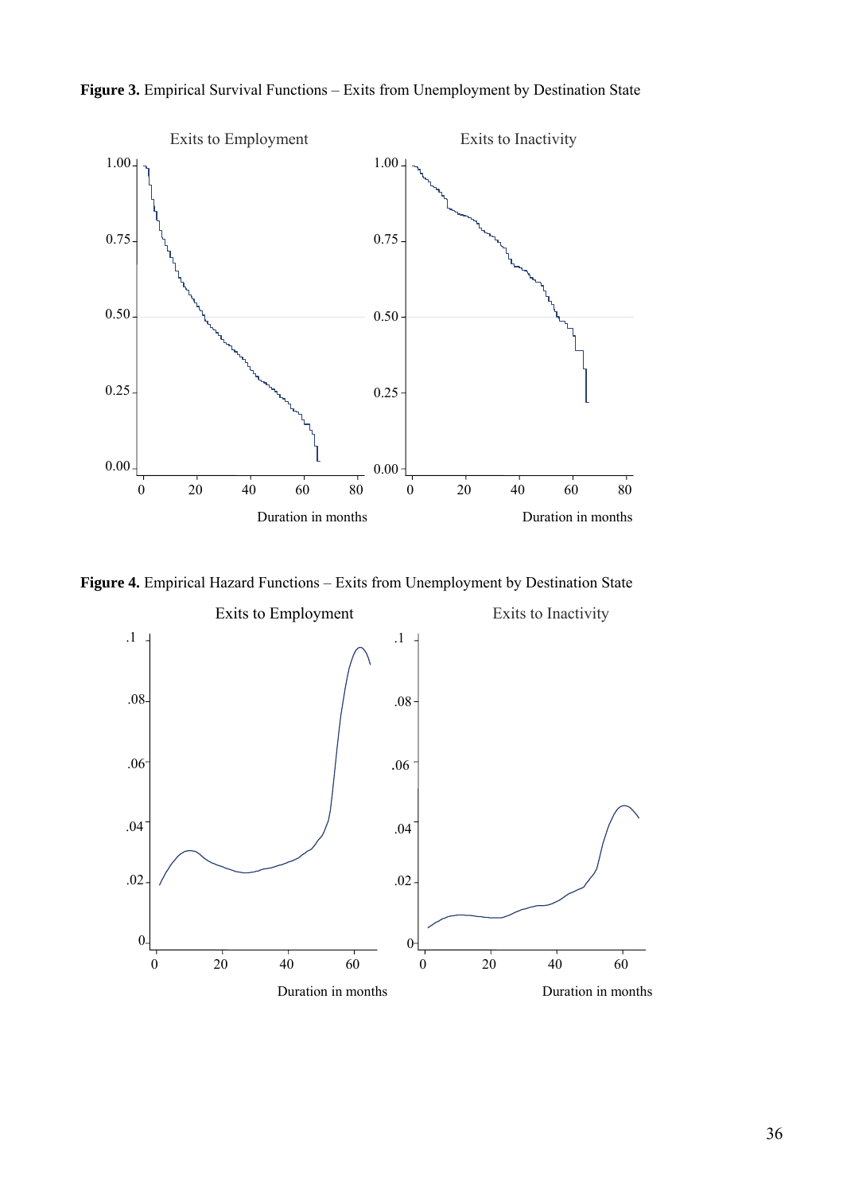**Figure 3.** Empirical Survival Functions – Exits from Unemployment by Destination State

Exits to Employment

1.00
0.75
0.50
0.25
0.00

0 20 40 60 80

Duration in months

Exits to Inactivity

1.00
0.75
0.50
0.25
0.00

0 20 40 60 80

Duration in months

**Figure 4.** Empirical Hazard Functions – Exits from Unemployment by Destination State

Exits to Employment

.1
.08
.06
.04
.02
0

0 20 40 60

Duration in months

Exits to Inactivity

.1
.08
.06
.04
.02
0

0 20 40 60

Duration in months